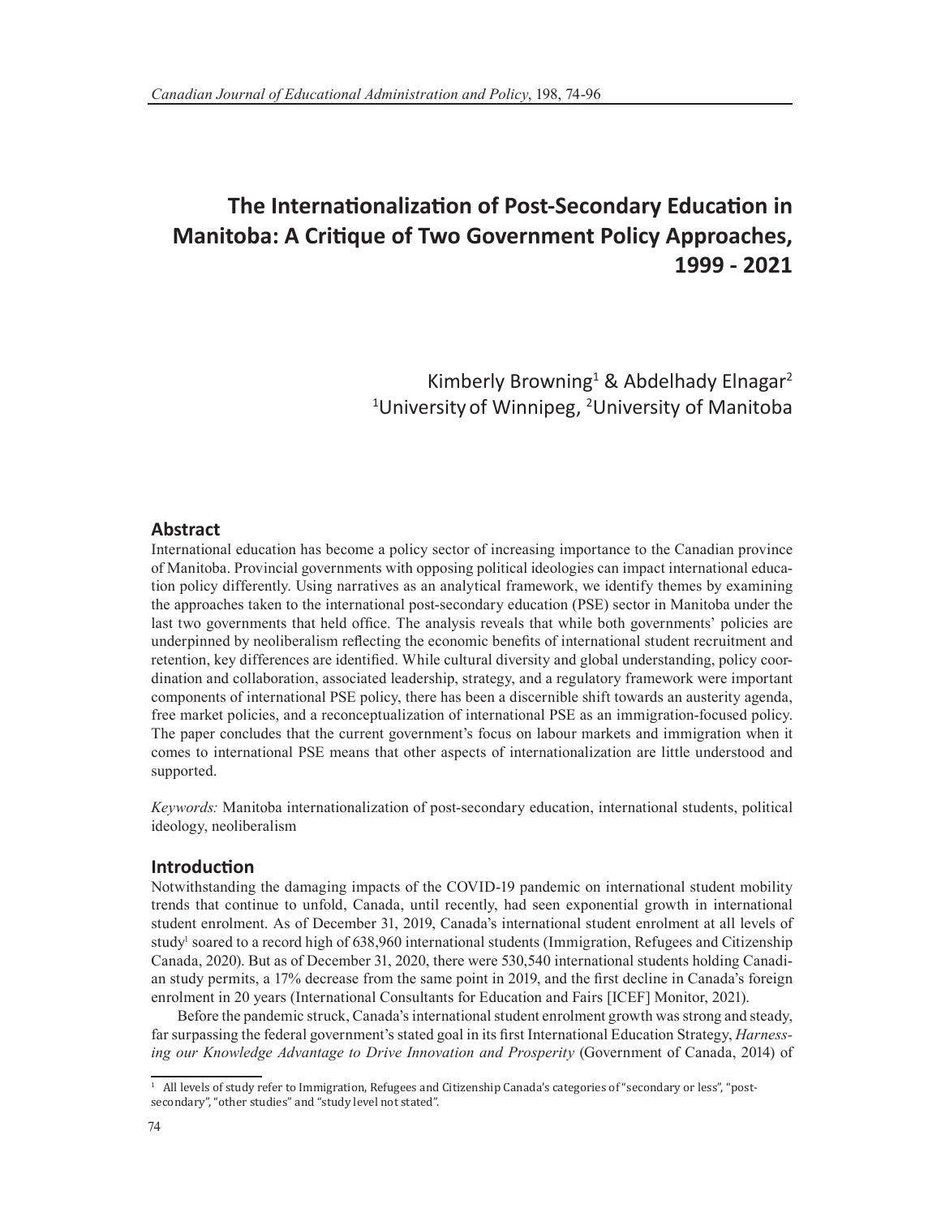# The Internationalization of Post-Secondary Education in Manitoba: A Critique of Two Government Policy Approaches, 1999 - 2021

Kimberly Browning[1] & Abdelhady Elnagar[2]
[1]University of Winnipeg, [2]University of Manitoba

## Abstract

International education has become a policy sector of increasing importance to the Canadian province of Manitoba. Provincial governments with opposing political ideologies can impact international education policy differently. Using narratives as an analytical framework, we identify themes by examining the approaches taken to the international post-secondary education (PSE) sector in Manitoba under the last two governments that held office. The analysis reveals that while both governments' policies are underpinned by neoliberalism reflecting the economic benefits of international student recruitment and retention, key differences are identified. While cultural diversity and global understanding, policy coordination and collaboration, associated leadership, strategy, and a regulatory framework were important components of international PSE policy, there has been a discernible shift towards an austerity agenda, free market policies, and a reconceptualization of international PSE as an immigration-focused policy. The paper concludes that the current government's focus on labour markets and immigration when it comes to international PSE means that other aspects of internationalization are little understood and supported.

*Keywords:* Manitoba internationalization of post-secondary education, international students, political ideology, neoliberalism

## Introduction

Notwithstanding the damaging impacts of the COVID-19 pandemic on international student mobility trends that continue to unfold, Canada, until recently, had seen exponential growth in international student enrolment. As of December 31, 2019, Canada's international student enrolment at all levels of study[1] soared to a record high of 638,960 international students (Immigration, Refugees and Citizenship Canada, 2020). But as of December 31, 2020, there were 530,540 international students holding Canadian study permits, a 17% decrease from the same point in 2019, and the first decline in Canada's foreign enrolment in 20 years (International Consultants for Education and Fairs [ICEF] Monitor, 2021).

Before the pandemic struck, Canada's international student enrolment growth was strong and steady, far surpassing the federal government's stated goal in its first International Education Strategy, *Harnessing our Knowledge Advantage to Drive Innovation and Prosperity* (Government of Canada, 2014) of

[1] All levels of study refer to Immigration, Refugees and Citizenship Canada's categories of "secondary or less", "post-secondary", "other studies" and "study level not stated".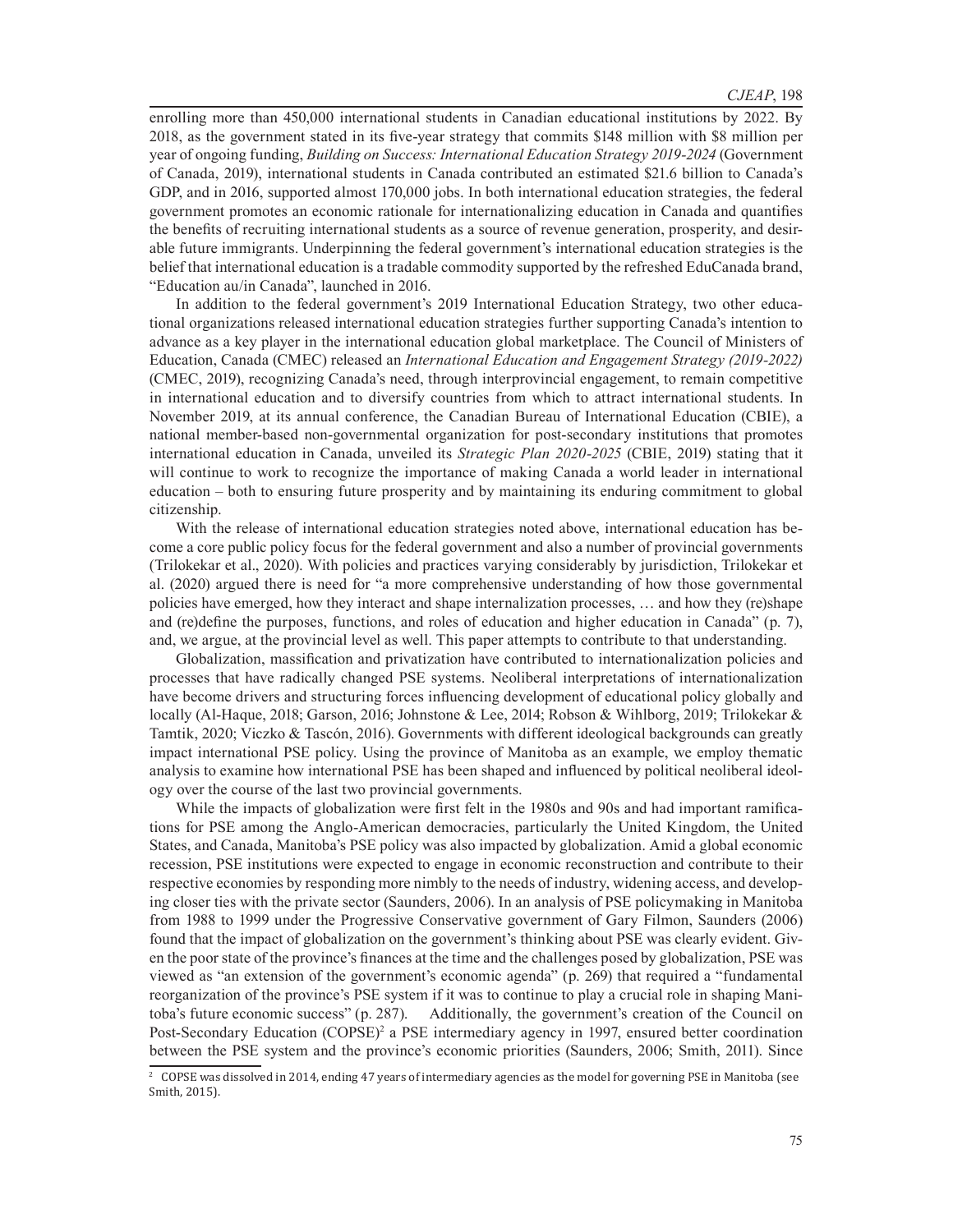enrolling more than 450,000 international students in Canadian educational institutions by 2022. By 2018, as the government stated in its five-year strategy that commits $148 million with $8 million per year of ongoing funding, *Building on Success: International Education Strategy 2019-2024* (Government of Canada, 2019), international students in Canada contributed an estimated $21.6 billion to Canada's GDP, and in 2016, supported almost 170,000 jobs. In both international education strategies, the federal government promotes an economic rationale for internationalizing education in Canada and quantifies the benefits of recruiting international students as a source of revenue generation, prosperity, and desirable future immigrants. Underpinning the federal government's international education strategies is the belief that international education is a tradable commodity supported by the refreshed EduCanada brand, "Education au/in Canada", launched in 2016.

In addition to the federal government's 2019 International Education Strategy, two other educational organizations released international education strategies further supporting Canada's intention to advance as a key player in the international education global marketplace. The Council of Ministers of Education, Canada (CMEC) released an *International Education and Engagement Strategy (2019-2022)* (CMEC, 2019), recognizing Canada's need, through interprovincial engagement, to remain competitive in international education and to diversify countries from which to attract international students. In November 2019, at its annual conference, the Canadian Bureau of International Education (CBIE), a national member-based non-governmental organization for post-secondary institutions that promotes international education in Canada, unveiled its *Strategic Plan 2020-2025* (CBIE, 2019) stating that it will continue to work to recognize the importance of making Canada a world leader in international education – both to ensuring future prosperity and by maintaining its enduring commitment to global citizenship.

With the release of international education strategies noted above, international education has become a core public policy focus for the federal government and also a number of provincial governments (Trilokekar et al., 2020). With policies and practices varying considerably by jurisdiction, Trilokekar et al. (2020) argued there is need for "a more comprehensive understanding of how those governmental policies have emerged, how they interact and shape internalization processes, … and how they (re)shape and (re)define the purposes, functions, and roles of education and higher education in Canada" (p. 7), and, we argue, at the provincial level as well. This paper attempts to contribute to that understanding.

Globalization, massification and privatization have contributed to internationalization policies and processes that have radically changed PSE systems. Neoliberal interpretations of internationalization have become drivers and structuring forces influencing development of educational policy globally and locally (Al-Haque, 2018; Garson, 2016; Johnstone & Lee, 2014; Robson & Wihlborg, 2019; Trilokekar & Tamtik, 2020; Viczko & Tascón, 2016). Governments with different ideological backgrounds can greatly impact international PSE policy. Using the province of Manitoba as an example, we employ thematic analysis to examine how international PSE has been shaped and influenced by political neoliberal ideology over the course of the last two provincial governments.

While the impacts of globalization were first felt in the 1980s and 90s and had important ramifications for PSE among the Anglo-American democracies, particularly the United Kingdom, the United States, and Canada, Manitoba's PSE policy was also impacted by globalization. Amid a global economic recession, PSE institutions were expected to engage in economic reconstruction and contribute to their respective economies by responding more nimbly to the needs of industry, widening access, and developing closer ties with the private sector (Saunders, 2006). In an analysis of PSE policymaking in Manitoba from 1988 to 1999 under the Progressive Conservative government of Gary Filmon, Saunders (2006) found that the impact of globalization on the government's thinking about PSE was clearly evident. Given the poor state of the province's finances at the time and the challenges posed by globalization, PSE was viewed as "an extension of the government's economic agenda" (p. 269) that required a "fundamental reorganization of the province's PSE system if it was to continue to play a crucial role in shaping Manitoba's future economic success" (p. 287). Additionally, the government's creation of the Council on Post-Secondary Education (COPSE)[2] a PSE intermediary agency in 1997, ensured better coordination between the PSE system and the province's economic priorities (Saunders, 2006; Smith, 2011). Since

[2] COPSE was dissolved in 2014, ending 47 years of intermediary agencies as the model for governing PSE in Manitoba (see Smith, 2015).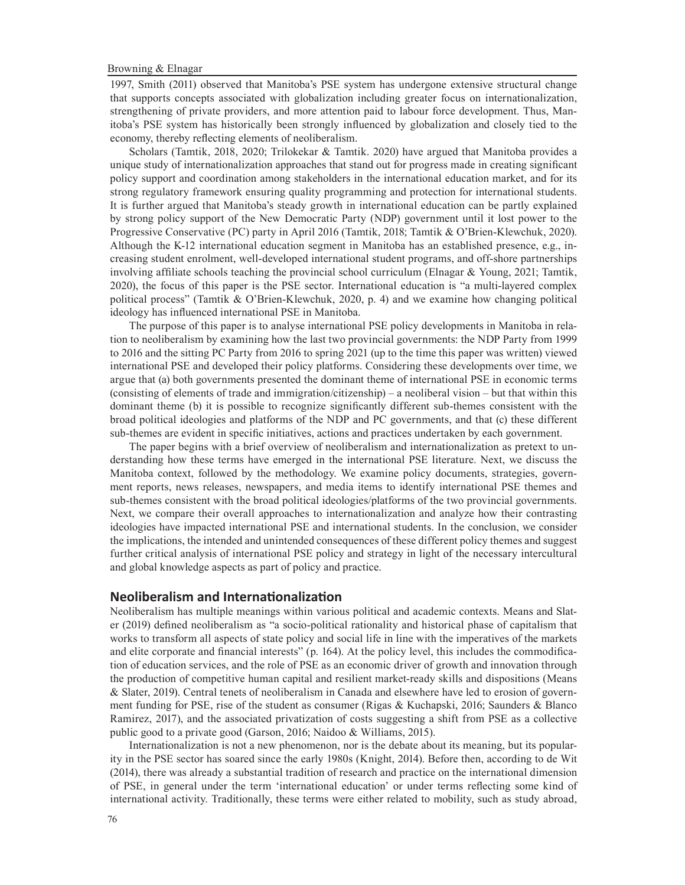1997, Smith (2011) observed that Manitoba's PSE system has undergone extensive structural change that supports concepts associated with globalization including greater focus on internationalization, strengthening of private providers, and more attention paid to labour force development. Thus, Manitoba's PSE system has historically been strongly influenced by globalization and closely tied to the economy, thereby reflecting elements of neoliberalism.

Scholars (Tamtik, 2018, 2020; Trilokekar & Tamtik. 2020) have argued that Manitoba provides a unique study of internationalization approaches that stand out for progress made in creating significant policy support and coordination among stakeholders in the international education market, and for its strong regulatory framework ensuring quality programming and protection for international students. It is further argued that Manitoba's steady growth in international education can be partly explained by strong policy support of the New Democratic Party (NDP) government until it lost power to the Progressive Conservative (PC) party in April 2016 (Tamtik, 2018; Tamtik & O'Brien-Klewchuk, 2020). Although the K-12 international education segment in Manitoba has an established presence, e.g., increasing student enrolment, well-developed international student programs, and off-shore partnerships involving affiliate schools teaching the provincial school curriculum (Elnagar & Young, 2021; Tamtik, 2020), the focus of this paper is the PSE sector. International education is "a multi-layered complex political process" (Tamtik & O'Brien-Klewchuk, 2020, p. 4) and we examine how changing political ideology has influenced international PSE in Manitoba.

The purpose of this paper is to analyse international PSE policy developments in Manitoba in relation to neoliberalism by examining how the last two provincial governments: the NDP Party from 1999 to 2016 and the sitting PC Party from 2016 to spring 2021 (up to the time this paper was written) viewed international PSE and developed their policy platforms. Considering these developments over time, we argue that (a) both governments presented the dominant theme of international PSE in economic terms (consisting of elements of trade and immigration/citizenship) – a neoliberal vision – but that within this dominant theme (b) it is possible to recognize significantly different sub-themes consistent with the broad political ideologies and platforms of the NDP and PC governments, and that (c) these different sub-themes are evident in specific initiatives, actions and practices undertaken by each government.

The paper begins with a brief overview of neoliberalism and internationalization as pretext to understanding how these terms have emerged in the international PSE literature. Next, we discuss the Manitoba context, followed by the methodology. We examine policy documents, strategies, government reports, news releases, newspapers, and media items to identify international PSE themes and sub-themes consistent with the broad political ideologies/platforms of the two provincial governments. Next, we compare their overall approaches to internationalization and analyze how their contrasting ideologies have impacted international PSE and international students. In the conclusion, we consider the implications, the intended and unintended consequences of these different policy themes and suggest further critical analysis of international PSE policy and strategy in light of the necessary intercultural and global knowledge aspects as part of policy and practice.

## Neoliberalism and Internationalization

Neoliberalism has multiple meanings within various political and academic contexts. Means and Slater (2019) defined neoliberalism as "a socio-political rationality and historical phase of capitalism that works to transform all aspects of state policy and social life in line with the imperatives of the markets and elite corporate and financial interests" (p. 164). At the policy level, this includes the commodification of education services, and the role of PSE as an economic driver of growth and innovation through the production of competitive human capital and resilient market-ready skills and dispositions (Means & Slater, 2019). Central tenets of neoliberalism in Canada and elsewhere have led to erosion of government funding for PSE, rise of the student as consumer (Rigas & Kuchapski, 2016; Saunders & Blanco Ramirez, 2017), and the associated privatization of costs suggesting a shift from PSE as a collective public good to a private good (Garson, 2016; Naidoo & Williams, 2015).

Internationalization is not a new phenomenon, nor is the debate about its meaning, but its popularity in the PSE sector has soared since the early 1980s (Knight, 2014). Before then, according to de Wit (2014), there was already a substantial tradition of research and practice on the international dimension of PSE, in general under the term 'international education' or under terms reflecting some kind of international activity. Traditionally, these terms were either related to mobility, such as study abroad,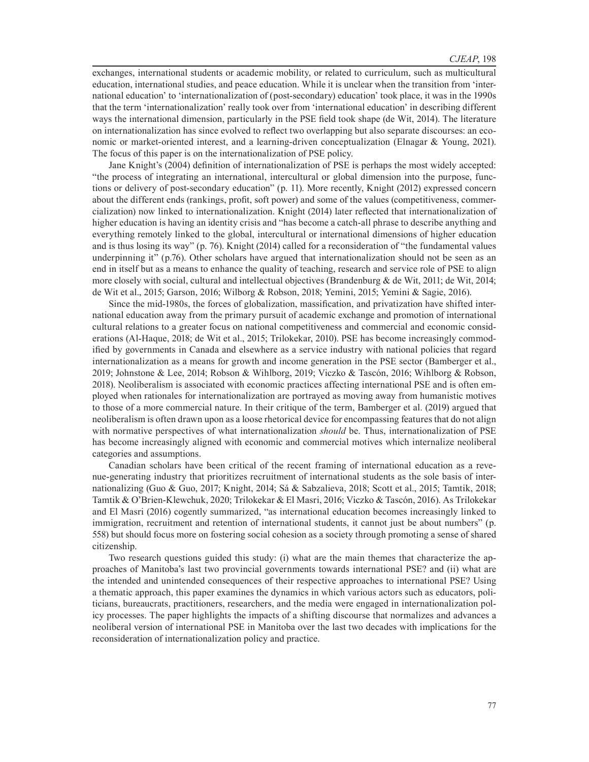exchanges, international students or academic mobility, or related to curriculum, such as multicultural education, international studies, and peace education. While it is unclear when the transition from 'international education' to 'internationalization of (post-secondary) education' took place, it was in the 1990s that the term 'internationalization' really took over from 'international education' in describing different ways the international dimension, particularly in the PSE field took shape (de Wit, 2014). The literature on internationalization has since evolved to reflect two overlapping but also separate discourses: an economic or market-oriented interest, and a learning-driven conceptualization (Elnagar & Young, 2021). The focus of this paper is on the internationalization of PSE policy.

Jane Knight's (2004) definition of internationalization of PSE is perhaps the most widely accepted: "the process of integrating an international, intercultural or global dimension into the purpose, functions or delivery of post-secondary education" (p. 11). More recently, Knight (2012) expressed concern about the different ends (rankings, profit, soft power) and some of the values (competitiveness, commercialization) now linked to internationalization. Knight (2014) later reflected that internationalization of higher education is having an identity crisis and "has become a catch-all phrase to describe anything and everything remotely linked to the global, intercultural or international dimensions of higher education and is thus losing its way" (p. 76). Knight (2014) called for a reconsideration of "the fundamental values underpinning it" (p.76). Other scholars have argued that internationalization should not be seen as an end in itself but as a means to enhance the quality of teaching, research and service role of PSE to align more closely with social, cultural and intellectual objectives (Brandenburg & de Wit, 2011; de Wit, 2014; de Wit et al., 2015; Garson, 2016; Wilborg & Robson, 2018; Yemini, 2015; Yemini & Sagie, 2016).

Since the mid-1980s, the forces of globalization, massification, and privatization have shifted international education away from the primary pursuit of academic exchange and promotion of international cultural relations to a greater focus on national competitiveness and commercial and economic considerations (Al-Haque, 2018; de Wit et al., 2015; Trilokekar, 2010). PSE has become increasingly commodified by governments in Canada and elsewhere as a service industry with national policies that regard internationalization as a means for growth and income generation in the PSE sector (Bamberger et al., 2019; Johnstone & Lee, 2014; Robson & Wihlborg, 2019; Viczko & Tascón, 2016; Wihlborg & Robson, 2018). Neoliberalism is associated with economic practices affecting international PSE and is often employed when rationales for internationalization are portrayed as moving away from humanistic motives to those of a more commercial nature. In their critique of the term, Bamberger et al. (2019) argued that neoliberalism is often drawn upon as a loose rhetorical device for encompassing features that do not align with normative perspectives of what internationalization *should* be. Thus, internationalization of PSE has become increasingly aligned with economic and commercial motives which internalize neoliberal categories and assumptions.

Canadian scholars have been critical of the recent framing of international education as a revenue-generating industry that prioritizes recruitment of international students as the sole basis of internationalizing (Guo & Guo, 2017; Knight, 2014; Sá & Sabzalieva, 2018; Scott et al., 2015; Tamtik, 2018; Tamtik & O'Brien-Klewchuk, 2020; Trilokekar & El Masri, 2016; Viczko & Tascón, 2016). As Trilokekar and El Masri (2016) cogently summarized, "as international education becomes increasingly linked to immigration, recruitment and retention of international students, it cannot just be about numbers" (p. 558) but should focus more on fostering social cohesion as a society through promoting a sense of shared citizenship.

Two research questions guided this study: (i) what are the main themes that characterize the approaches of Manitoba's last two provincial governments towards international PSE? and (ii) what are the intended and unintended consequences of their respective approaches to international PSE? Using a thematic approach, this paper examines the dynamics in which various actors such as educators, politicians, bureaucrats, practitioners, researchers, and the media were engaged in internationalization policy processes. The paper highlights the impacts of a shifting discourse that normalizes and advances a neoliberal version of international PSE in Manitoba over the last two decades with implications for the reconsideration of internationalization policy and practice.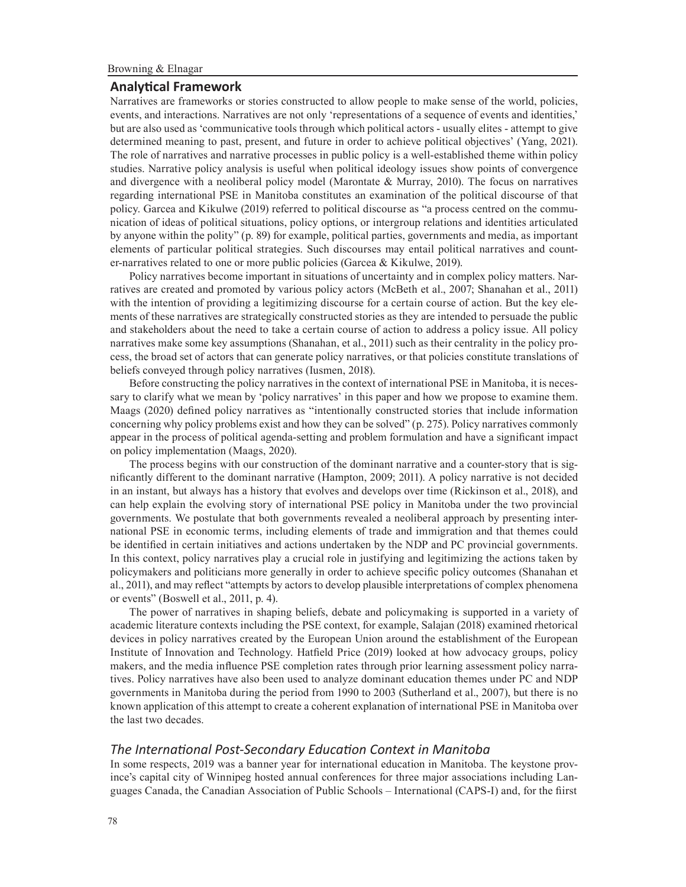## Analytical Framework

Narratives are frameworks or stories constructed to allow people to make sense of the world, policies, events, and interactions. Narratives are not only 'representations of a sequence of events and identities,' but are also used as 'communicative tools through which political actors - usually elites - attempt to give determined meaning to past, present, and future in order to achieve political objectives' (Yang, 2021). The role of narratives and narrative processes in public policy is a well-established theme within policy studies. Narrative policy analysis is useful when political ideology issues show points of convergence and divergence with a neoliberal policy model (Marontate & Murray, 2010). The focus on narratives regarding international PSE in Manitoba constitutes an examination of the political discourse of that policy. Garcea and Kikulwe (2019) referred to political discourse as "a process centred on the communication of ideas of political situations, policy options, or intergroup relations and identities articulated by anyone within the polity" (p. 89) for example, political parties, governments and media, as important elements of particular political strategies. Such discourses may entail political narratives and counter-narratives related to one or more public policies (Garcea & Kikulwe, 2019).

Policy narratives become important in situations of uncertainty and in complex policy matters. Narratives are created and promoted by various policy actors (McBeth et al., 2007; Shanahan et al., 2011) with the intention of providing a legitimizing discourse for a certain course of action. But the key elements of these narratives are strategically constructed stories as they are intended to persuade the public and stakeholders about the need to take a certain course of action to address a policy issue. All policy narratives make some key assumptions (Shanahan, et al., 2011) such as their centrality in the policy process, the broad set of actors that can generate policy narratives, or that policies constitute translations of beliefs conveyed through policy narratives (Iusmen, 2018).

Before constructing the policy narratives in the context of international PSE in Manitoba, it is necessary to clarify what we mean by 'policy narratives' in this paper and how we propose to examine them. Maags (2020) defined policy narratives as "intentionally constructed stories that include information concerning why policy problems exist and how they can be solved" (p. 275). Policy narratives commonly appear in the process of political agenda-setting and problem formulation and have a significant impact on policy implementation (Maags, 2020).

The process begins with our construction of the dominant narrative and a counter-story that is significantly different to the dominant narrative (Hampton, 2009; 2011). A policy narrative is not decided in an instant, but always has a history that evolves and develops over time (Rickinson et al., 2018), and can help explain the evolving story of international PSE policy in Manitoba under the two provincial governments. We postulate that both governments revealed a neoliberal approach by presenting international PSE in economic terms, including elements of trade and immigration and that themes could be identified in certain initiatives and actions undertaken by the NDP and PC provincial governments. In this context, policy narratives play a crucial role in justifying and legitimizing the actions taken by policymakers and politicians more generally in order to achieve specific policy outcomes (Shanahan et al., 2011), and may reflect "attempts by actors to develop plausible interpretations of complex phenomena or events" (Boswell et al., 2011, p. 4).

The power of narratives in shaping beliefs, debate and policymaking is supported in a variety of academic literature contexts including the PSE context, for example, Salajan (2018) examined rhetorical devices in policy narratives created by the European Union around the establishment of the European Institute of Innovation and Technology. Hatfield Price (2019) looked at how advocacy groups, policy makers, and the media influence PSE completion rates through prior learning assessment policy narratives. Policy narratives have also been used to analyze dominant education themes under PC and NDP governments in Manitoba during the period from 1990 to 2003 (Sutherland et al., 2007), but there is no known application of this attempt to create a coherent explanation of international PSE in Manitoba over the last two decades.

### *The International Post-Secondary Education Context in Manitoba*

In some respects, 2019 was a banner year for international education in Manitoba. The keystone province's capital city of Winnipeg hosted annual conferences for three major associations including Languages Canada, the Canadian Association of Public Schools – International (CAPS-I) and, for the fiirst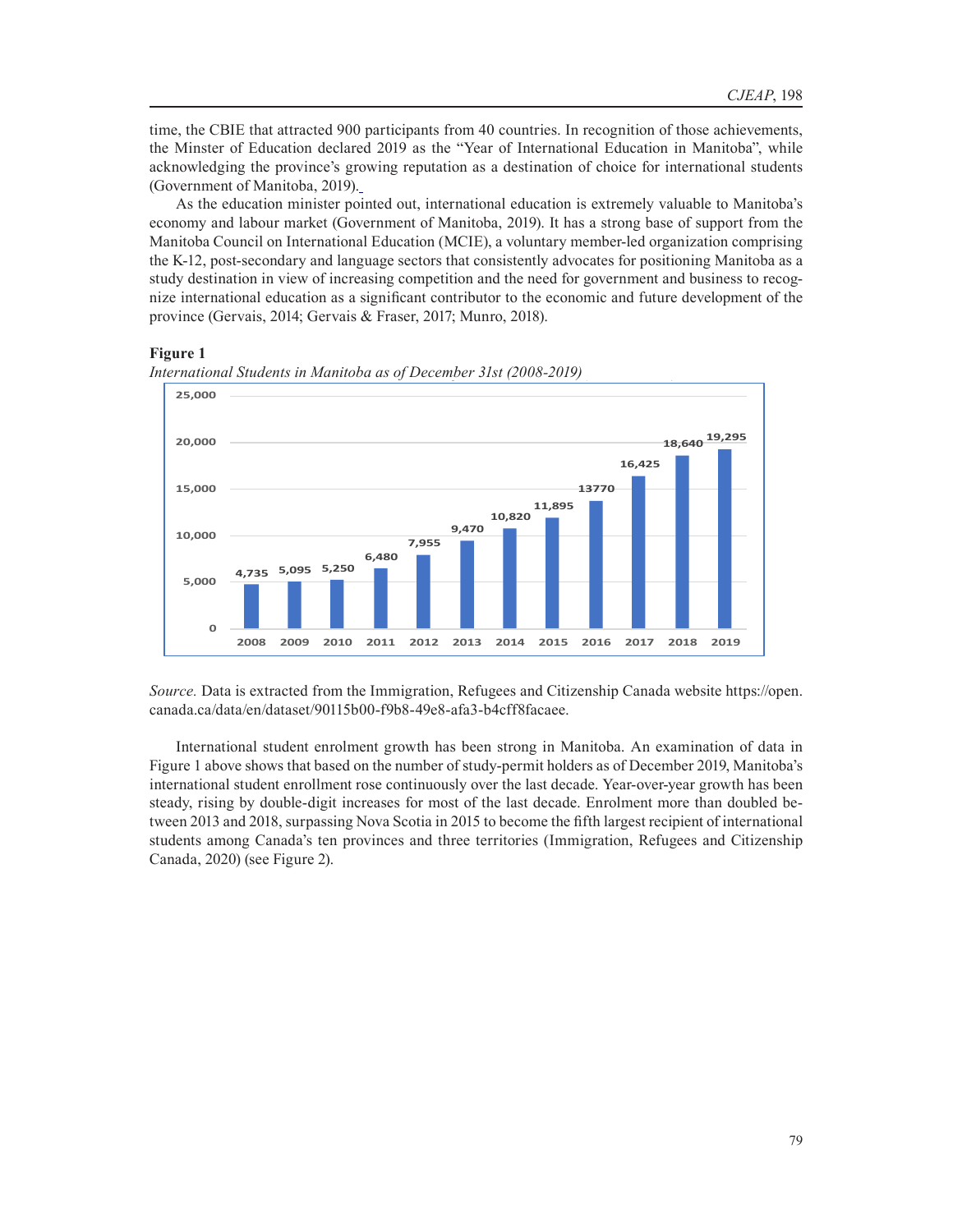time, the CBIE that attracted 900 participants from 40 countries. In recognition of those achievements, the Minster of Education declared 2019 as the "Year of International Education in Manitoba", while acknowledging the province's growing reputation as a destination of choice for international students (Government of Manitoba, 2019).

As the education minister pointed out, international education is extremely valuable to Manitoba's economy and labour market (Government of Manitoba, 2019). It has a strong base of support from the Manitoba Council on International Education (MCIE), a voluntary member-led organization comprising the K-12, post-secondary and language sectors that consistently advocates for positioning Manitoba as a study destination in view of increasing competition and the need for government and business to recognize international education as a significant contributor to the economic and future development of the province (Gervais, 2014; Gervais & Fraser, 2017; Munro, 2018).

**Figure 1**

*International Students in Manitoba as of December 31st (2008-2019)*

| Year | International Students |
|---|---|
| 2008 | 4,735 |
| 2009 | 5,095 |
| 2010 | 5,250 |
| 2011 | 6,480 |
| 2012 | 7,955 |
| 2013 | 9,470 |
| 2014 | 10,820 |
| 2015 | 11,895 |
| 2016 | 13770 |
| 2017 | 16,425 |
| 2018 | 18,640 |
| 2019 | 19,295 |

*Source.* Data is extracted from the Immigration, Refugees and Citizenship Canada website https://open.canada.ca/data/en/dataset/90115b00-f9b8-49e8-afa3-b4cff8facaee.

International student enrolment growth has been strong in Manitoba. An examination of data in Figure 1 above shows that based on the number of study-permit holders as of December 2019, Manitoba's international student enrollment rose continuously over the last decade. Year-over-year growth has been steady, rising by double-digit increases for most of the last decade. Enrolment more than doubled between 2013 and 2018, surpassing Nova Scotia in 2015 to become the fifth largest recipient of international students among Canada's ten provinces and three territories (Immigration, Refugees and Citizenship Canada, 2020) (see Figure 2).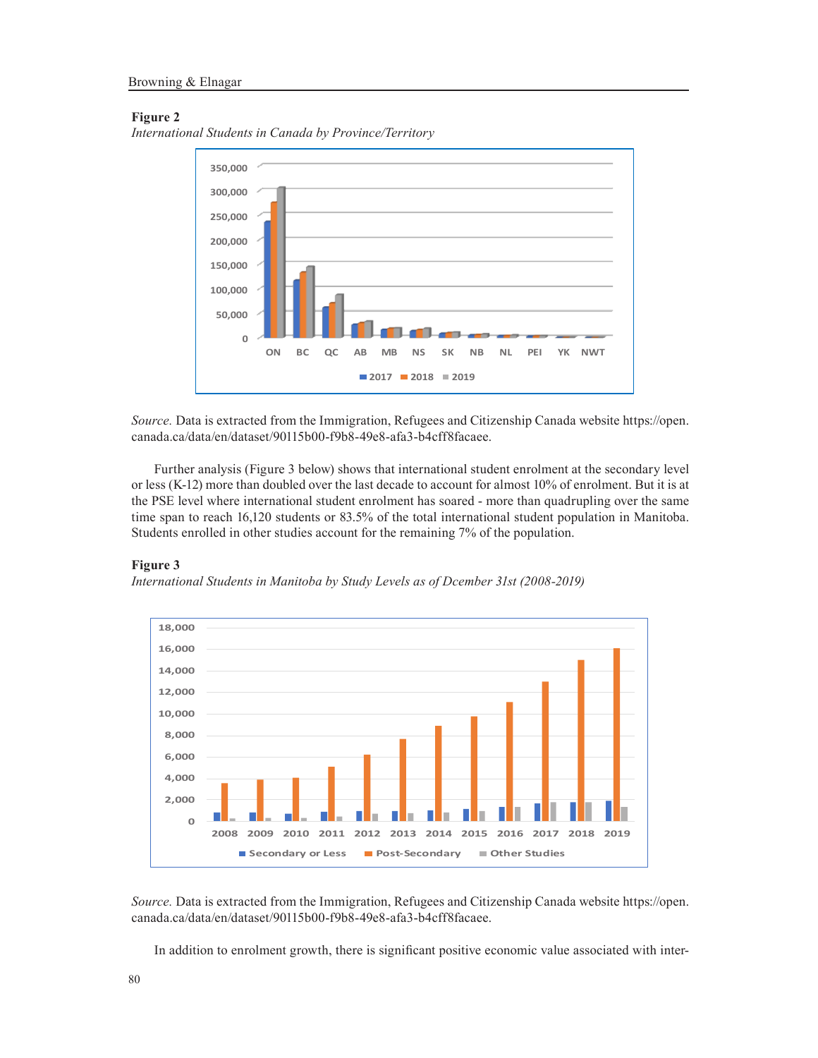**Figure 2**

*International Students in Canada by Province/Territory*

*Source.* Data is extracted from the Immigration, Refugees and Citizenship Canada website https://open.canada.ca/data/en/dataset/90115b00-f9b8-49e8-afa3-b4cff8facaee.

Further analysis (Figure 3 below) shows that international student enrolment at the secondary level or less (K-12) more than doubled over the last decade to account for almost 10% of enrolment. But it is at the PSE level where international student enrolment has soared - more than quadrupling over the same time span to reach 16,120 students or 83.5% of the total international student population in Manitoba. Students enrolled in other studies account for the remaining 7% of the population.

**Figure 3**

*International Students in Manitoba by Study Levels as of Dcember 31st (2008-2019)*

*Source.* Data is extracted from the Immigration, Refugees and Citizenship Canada website https://open.canada.ca/data/en/dataset/90115b00-f9b8-49e8-afa3-b4cff8facaee.

In addition to enrolment growth, there is significant positive economic value associated with inter-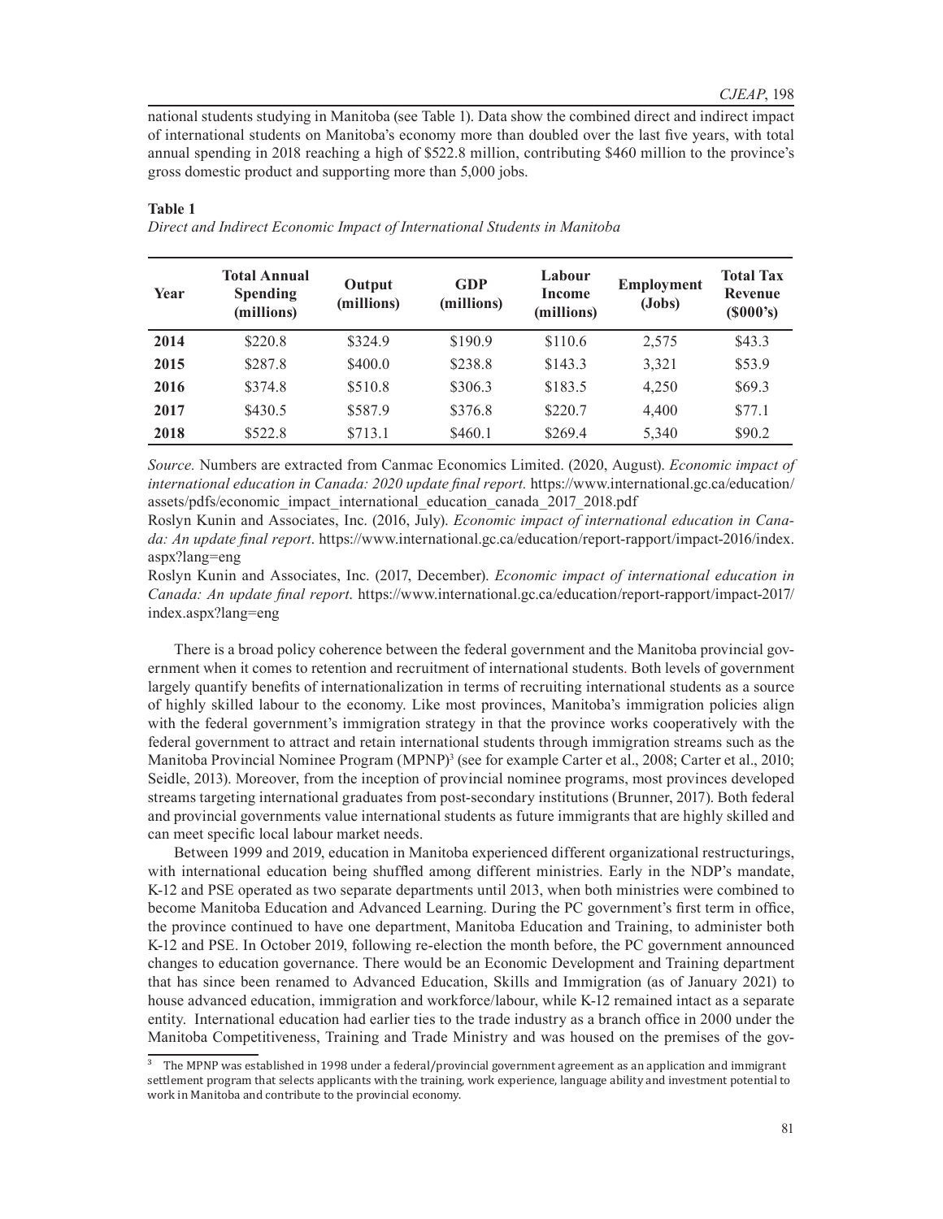national students studying in Manitoba (see Table 1). Data show the combined direct and indirect impact of international students on Manitoba's economy more than doubled over the last five years, with total annual spending in 2018 reaching a high of \$522.8 million, contributing \$460 million to the province's gross domestic product and supporting more than 5,000 jobs.

**Table 1**

*Direct and Indirect Economic Impact of International Students in Manitoba*

| Year | Total Annual Spending (millions) | Output (millions) | GDP (millions) | Labour Income (millions) | Employment (Jobs) | Total Tax Revenue ($000's) |
|---|---|---|---|---|---|---|
| **2014** | $220.8 | $324.9 | $190.9 | $110.6 | 2,575 | $43.3 |
| **2015** | $287.8 | $400.0 | $238.8 | $143.3 | 3,321 | $53.9 |
| **2016** | $374.8 | $510.8 | $306.3 | $183.5 | 4,250 | $69.3 |
| **2017** | $430.5 | $587.9 | $376.8 | $220.7 | 4,400 | $77.1 |
| **2018** | $522.8 | $713.1 | $460.1 | $269.4 | 5,340 | $90.2 |

*Source.* Numbers are extracted from Canmac Economics Limited. (2020, August). *Economic impact of international education in Canada: 2020 update final report.* https://www.international.gc.ca/education/assets/pdfs/economic_impact_international_education_canada_2017_2018.pdf

Roslyn Kunin and Associates, Inc. (2016, July). *Economic impact of international education in Canada: An update final report*. https://www.international.gc.ca/education/report-rapport/impact-2016/index.aspx?lang=eng

Roslyn Kunin and Associates, Inc. (2017, December). *Economic impact of international education in Canada: An update final report*. https://www.international.gc.ca/education/report-rapport/impact-2017/index.aspx?lang=eng

There is a broad policy coherence between the federal government and the Manitoba provincial government when it comes to retention and recruitment of international students. Both levels of government largely quantify benefits of internationalization in terms of recruiting international students as a source of highly skilled labour to the economy. Like most provinces, Manitoba's immigration policies align with the federal government's immigration strategy in that the province works cooperatively with the federal government to attract and retain international students through immigration streams such as the Manitoba Provincial Nominee Program (MPNP)[3] (see for example Carter et al., 2008; Carter et al., 2010; Seidle, 2013). Moreover, from the inception of provincial nominee programs, most provinces developed streams targeting international graduates from post-secondary institutions (Brunner, 2017). Both federal and provincial governments value international students as future immigrants that are highly skilled and can meet specific local labour market needs.

Between 1999 and 2019, education in Manitoba experienced different organizational restructurings, with international education being shuffled among different ministries. Early in the NDP's mandate, K-12 and PSE operated as two separate departments until 2013, when both ministries were combined to become Manitoba Education and Advanced Learning. During the PC government's first term in office, the province continued to have one department, Manitoba Education and Training, to administer both K-12 and PSE. In October 2019, following re-election the month before, the PC government announced changes to education governance. There would be an Economic Development and Training department that has since been renamed to Advanced Education, Skills and Immigration (as of January 2021) to house advanced education, immigration and workforce/labour, while K-12 remained intact as a separate entity. International education had earlier ties to the trade industry as a branch office in 2000 under the Manitoba Competitiveness, Training and Trade Ministry and was housed on the premises of the gov-

[3] The MPNP was established in 1998 under a federal/provincial government agreement as an application and immigrant settlement program that selects applicants with the training, work experience, language ability and investment potential to work in Manitoba and contribute to the provincial economy.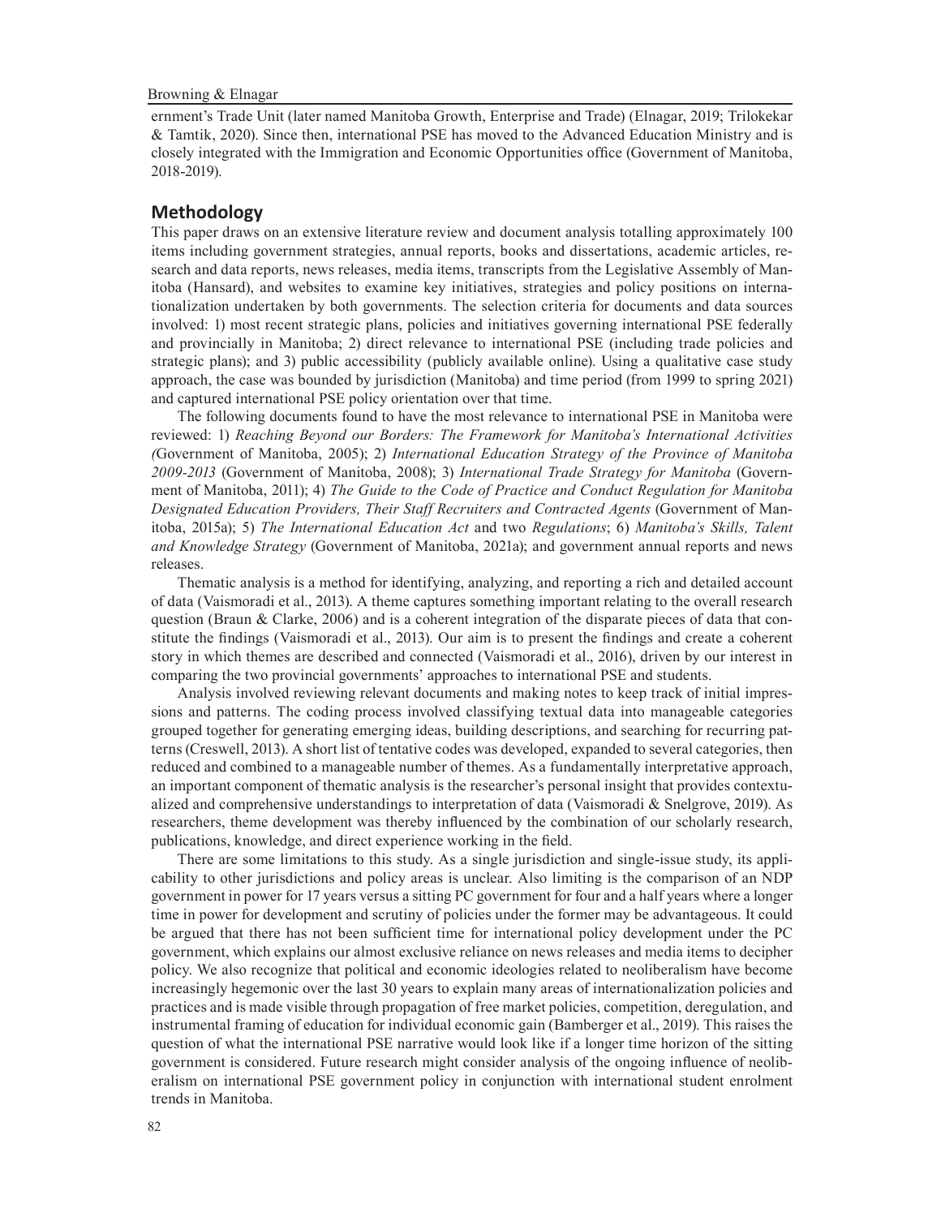ernment's Trade Unit (later named Manitoba Growth, Enterprise and Trade) (Elnagar, 2019; Trilokekar & Tamtik, 2020). Since then, international PSE has moved to the Advanced Education Ministry and is closely integrated with the Immigration and Economic Opportunities office (Government of Manitoba, 2018-2019).

## Methodology

This paper draws on an extensive literature review and document analysis totalling approximately 100 items including government strategies, annual reports, books and dissertations, academic articles, research and data reports, news releases, media items, transcripts from the Legislative Assembly of Manitoba (Hansard), and websites to examine key initiatives, strategies and policy positions on internationalization undertaken by both governments. The selection criteria for documents and data sources involved: 1) most recent strategic plans, policies and initiatives governing international PSE federally and provincially in Manitoba; 2) direct relevance to international PSE (including trade policies and strategic plans); and 3) public accessibility (publicly available online). Using a qualitative case study approach, the case was bounded by jurisdiction (Manitoba) and time period (from 1999 to spring 2021) and captured international PSE policy orientation over that time.

The following documents found to have the most relevance to international PSE in Manitoba were reviewed: 1) *Reaching Beyond our Borders: The Framework for Manitoba's International Activities (*Government of Manitoba, 2005); 2) *International Education Strategy of the Province of Manitoba 2009-2013* (Government of Manitoba, 2008); 3) *International Trade Strategy for Manitoba* (Government of Manitoba, 2011); 4) *The Guide to the Code of Practice and Conduct Regulation for Manitoba Designated Education Providers, Their Staff Recruiters and Contracted Agents* (Government of Manitoba, 2015a); 5) *The International Education Act* and two *Regulations*; 6) *Manitoba's Skills, Talent and Knowledge Strategy* (Government of Manitoba, 2021a); and government annual reports and news releases.

Thematic analysis is a method for identifying, analyzing, and reporting a rich and detailed account of data (Vaismoradi et al., 2013). A theme captures something important relating to the overall research question (Braun & Clarke, 2006) and is a coherent integration of the disparate pieces of data that constitute the findings (Vaismoradi et al., 2013). Our aim is to present the findings and create a coherent story in which themes are described and connected (Vaismoradi et al., 2016), driven by our interest in comparing the two provincial governments' approaches to international PSE and students.

Analysis involved reviewing relevant documents and making notes to keep track of initial impressions and patterns. The coding process involved classifying textual data into manageable categories grouped together for generating emerging ideas, building descriptions, and searching for recurring patterns (Creswell, 2013). A short list of tentative codes was developed, expanded to several categories, then reduced and combined to a manageable number of themes. As a fundamentally interpretative approach, an important component of thematic analysis is the researcher's personal insight that provides contextualized and comprehensive understandings to interpretation of data (Vaismoradi & Snelgrove, 2019). As researchers, theme development was thereby influenced by the combination of our scholarly research, publications, knowledge, and direct experience working in the field.

There are some limitations to this study. As a single jurisdiction and single-issue study, its applicability to other jurisdictions and policy areas is unclear. Also limiting is the comparison of an NDP government in power for 17 years versus a sitting PC government for four and a half years where a longer time in power for development and scrutiny of policies under the former may be advantageous. It could be argued that there has not been sufficient time for international policy development under the PC government, which explains our almost exclusive reliance on news releases and media items to decipher policy. We also recognize that political and economic ideologies related to neoliberalism have become increasingly hegemonic over the last 30 years to explain many areas of internationalization policies and practices and is made visible through propagation of free market policies, competition, deregulation, and instrumental framing of education for individual economic gain (Bamberger et al., 2019). This raises the question of what the international PSE narrative would look like if a longer time horizon of the sitting government is considered. Future research might consider analysis of the ongoing influence of neoliberalism on international PSE government policy in conjunction with international student enrolment trends in Manitoba.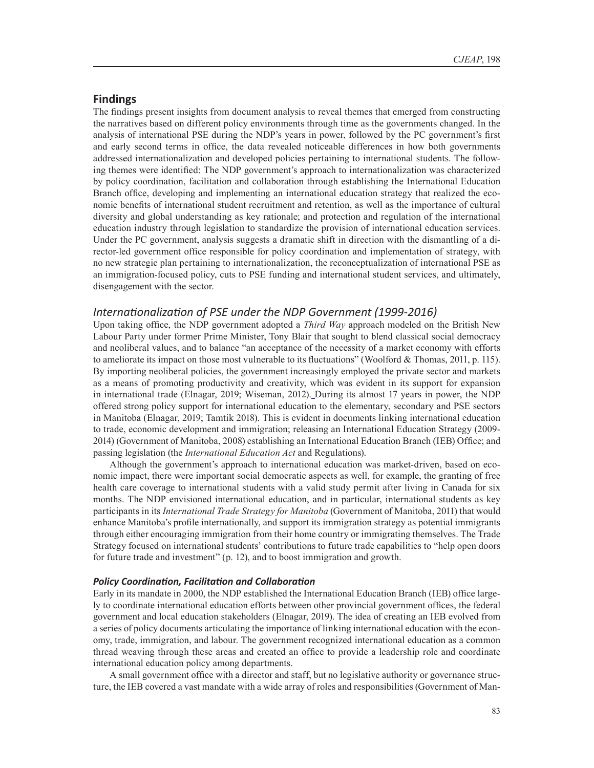## Findings

The findings present insights from document analysis to reveal themes that emerged from constructing the narratives based on different policy environments through time as the governments changed. In the analysis of international PSE during the NDP's years in power, followed by the PC government's first and early second terms in office, the data revealed noticeable differences in how both governments addressed internationalization and developed policies pertaining to international students. The following themes were identified: The NDP government's approach to internationalization was characterized by policy coordination, facilitation and collaboration through establishing the International Education Branch office, developing and implementing an international education strategy that realized the economic benefits of international student recruitment and retention, as well as the importance of cultural diversity and global understanding as key rationale; and protection and regulation of the international education industry through legislation to standardize the provision of international education services. Under the PC government, analysis suggests a dramatic shift in direction with the dismantling of a director-led government office responsible for policy coordination and implementation of strategy, with no new strategic plan pertaining to internationalization, the reconceptualization of international PSE as an immigration-focused policy, cuts to PSE funding and international student services, and ultimately, disengagement with the sector.

### *Internationalization of PSE under the NDP Government (1999-2016)*

Upon taking office, the NDP government adopted a *Third Way* approach modeled on the British New Labour Party under former Prime Minister, Tony Blair that sought to blend classical social democracy and neoliberal values, and to balance "an acceptance of the necessity of a market economy with efforts to ameliorate its impact on those most vulnerable to its fluctuations" (Woolford & Thomas, 2011, p. 115). By importing neoliberal policies, the government increasingly employed the private sector and markets as a means of promoting productivity and creativity, which was evident in its support for expansion in international trade (Elnagar, 2019; Wiseman, 2012). During its almost 17 years in power, the NDP offered strong policy support for international education to the elementary, secondary and PSE sectors in Manitoba (Elnagar, 2019; Tamtik 2018). This is evident in documents linking international education to trade, economic development and immigration; releasing an International Education Strategy (2009-2014) (Government of Manitoba, 2008) establishing an International Education Branch (IEB) Office; and passing legislation (the *International Education Act* and Regulations).

Although the government's approach to international education was market-driven, based on economic impact, there were important social democratic aspects as well, for example, the granting of free health care coverage to international students with a valid study permit after living in Canada for six months. The NDP envisioned international education, and in particular, international students as key participants in its *International Trade Strategy for Manitoba* (Government of Manitoba, 2011) that would enhance Manitoba's profile internationally, and support its immigration strategy as potential immigrants through either encouraging immigration from their home country or immigrating themselves. The Trade Strategy focused on international students' contributions to future trade capabilities to "help open doors for future trade and investment" (p. 12), and to boost immigration and growth.

#### ***Policy Coordination, Facilitation and Collaboration***

Early in its mandate in 2000, the NDP established the International Education Branch (IEB) office largely to coordinate international education efforts between other provincial government offices, the federal government and local education stakeholders (Elnagar, 2019). The idea of creating an IEB evolved from a series of policy documents articulating the importance of linking international education with the economy, trade, immigration, and labour. The government recognized international education as a common thread weaving through these areas and created an office to provide a leadership role and coordinate international education policy among departments.

A small government office with a director and staff, but no legislative authority or governance structure, the IEB covered a vast mandate with a wide array of roles and responsibilities (Government of Man-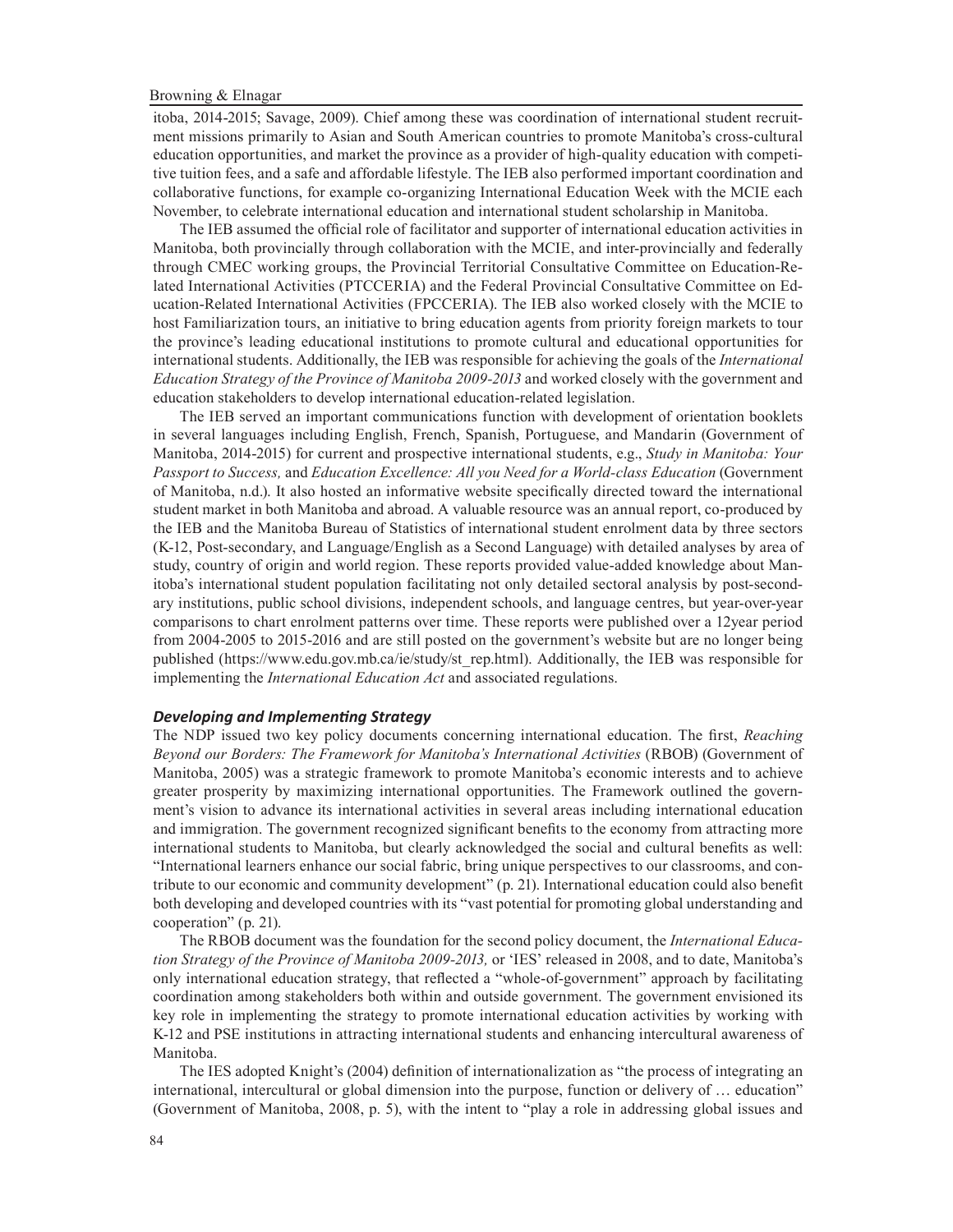itoba, 2014-2015; Savage, 2009). Chief among these was coordination of international student recruitment missions primarily to Asian and South American countries to promote Manitoba's cross-cultural education opportunities, and market the province as a provider of high-quality education with competitive tuition fees, and a safe and affordable lifestyle. The IEB also performed important coordination and collaborative functions, for example co-organizing International Education Week with the MCIE each November, to celebrate international education and international student scholarship in Manitoba.

The IEB assumed the official role of facilitator and supporter of international education activities in Manitoba, both provincially through collaboration with the MCIE, and inter-provincially and federally through CMEC working groups, the Provincial Territorial Consultative Committee on Education-Related International Activities (PTCCERIA) and the Federal Provincial Consultative Committee on Education-Related International Activities (FPCCERIA). The IEB also worked closely with the MCIE to host Familiarization tours, an initiative to bring education agents from priority foreign markets to tour the province's leading educational institutions to promote cultural and educational opportunities for international students. Additionally, the IEB was responsible for achieving the goals of the *International Education Strategy of the Province of Manitoba 2009-2013* and worked closely with the government and education stakeholders to develop international education-related legislation.

The IEB served an important communications function with development of orientation booklets in several languages including English, French, Spanish, Portuguese, and Mandarin (Government of Manitoba, 2014-2015) for current and prospective international students, e.g., *Study in Manitoba: Your Passport to Success,* and *Education Excellence: All you Need for a World-class Education* (Government of Manitoba, n.d.). It also hosted an informative website specifically directed toward the international student market in both Manitoba and abroad. A valuable resource was an annual report, co-produced by the IEB and the Manitoba Bureau of Statistics of international student enrolment data by three sectors (K-12, Post-secondary, and Language/English as a Second Language) with detailed analyses by area of study, country of origin and world region. These reports provided value-added knowledge about Manitoba's international student population facilitating not only detailed sectoral analysis by post-secondary institutions, public school divisions, independent schools, and language centres, but year-over-year comparisons to chart enrolment patterns over time. These reports were published over a 12year period from 2004-2005 to 2015-2016 and are still posted on the government's website but are no longer being published (https://www.edu.gov.mb.ca/ie/study/st_rep.html). Additionally, the IEB was responsible for implementing the *International Education Act* and associated regulations.

### *Developing and Implementing Strategy*

The NDP issued two key policy documents concerning international education. The first, *Reaching Beyond our Borders: The Framework for Manitoba's International Activities* (RBOB) (Government of Manitoba, 2005) was a strategic framework to promote Manitoba's economic interests and to achieve greater prosperity by maximizing international opportunities. The Framework outlined the government's vision to advance its international activities in several areas including international education and immigration. The government recognized significant benefits to the economy from attracting more international students to Manitoba, but clearly acknowledged the social and cultural benefits as well: "International learners enhance our social fabric, bring unique perspectives to our classrooms, and contribute to our economic and community development" (p. 21). International education could also benefit both developing and developed countries with its "vast potential for promoting global understanding and cooperation" (p. 21).

The RBOB document was the foundation for the second policy document, the *International Education Strategy of the Province of Manitoba 2009-2013,* or 'IES' released in 2008, and to date, Manitoba's only international education strategy, that reflected a "whole-of-government" approach by facilitating coordination among stakeholders both within and outside government. The government envisioned its key role in implementing the strategy to promote international education activities by working with K-12 and PSE institutions in attracting international students and enhancing intercultural awareness of Manitoba.

The IES adopted Knight's (2004) definition of internationalization as "the process of integrating an international, intercultural or global dimension into the purpose, function or delivery of … education" (Government of Manitoba, 2008, p. 5), with the intent to "play a role in addressing global issues and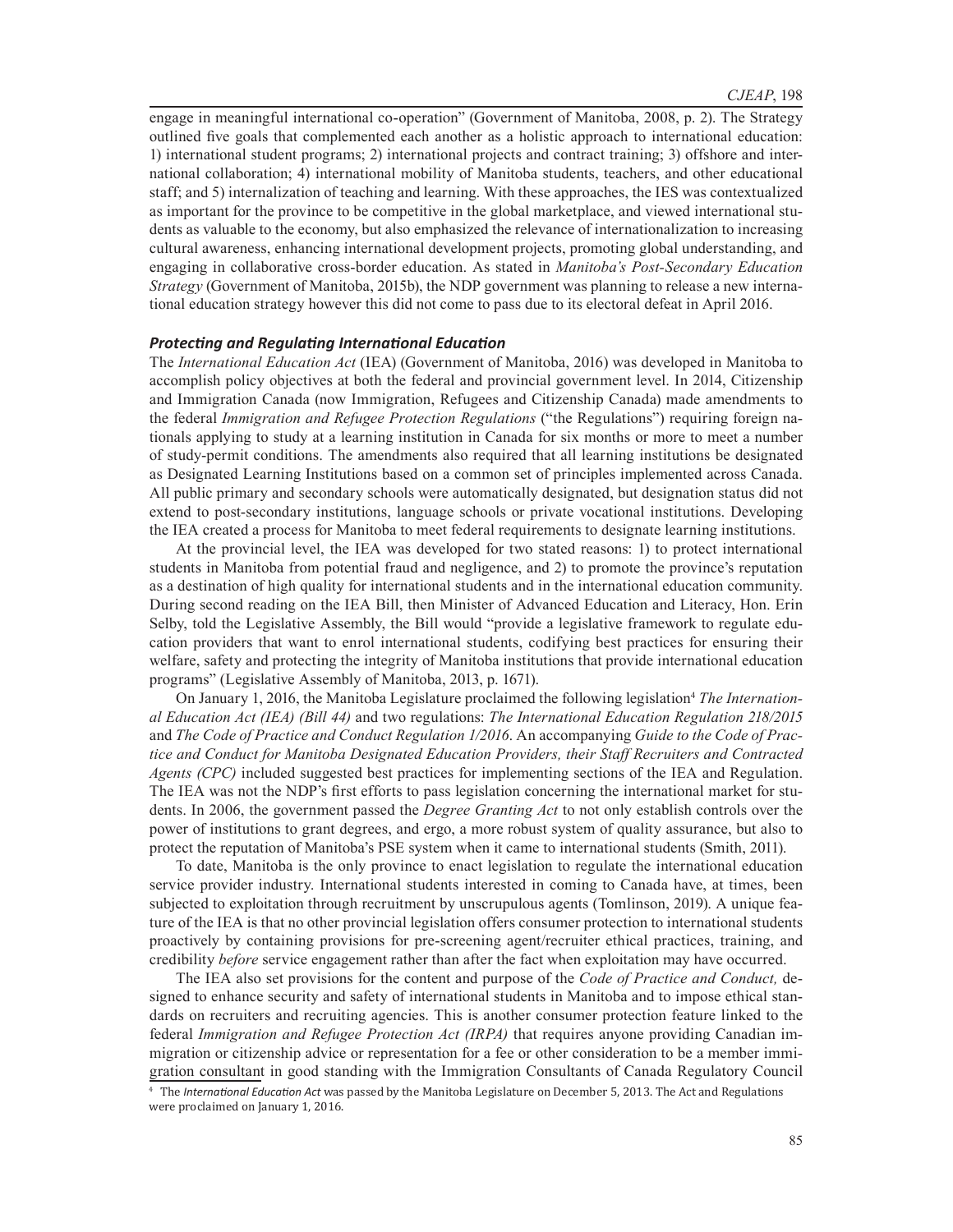engage in meaningful international co-operation" (Government of Manitoba, 2008, p. 2). The Strategy outlined five goals that complemented each another as a holistic approach to international education: 1) international student programs; 2) international projects and contract training; 3) offshore and international collaboration; 4) international mobility of Manitoba students, teachers, and other educational staff; and 5) internalization of teaching and learning. With these approaches, the IES was contextualized as important for the province to be competitive in the global marketplace, and viewed international students as valuable to the economy, but also emphasized the relevance of internationalization to increasing cultural awareness, enhancing international development projects, promoting global understanding, and engaging in collaborative cross-border education. As stated in *Manitoba's Post-Secondary Education Strategy* (Government of Manitoba, 2015b), the NDP government was planning to release a new international education strategy however this did not come to pass due to its electoral defeat in April 2016.

### *Protecting and Regulating International Education*

The *International Education Act* (IEA) (Government of Manitoba, 2016) was developed in Manitoba to accomplish policy objectives at both the federal and provincial government level. In 2014, Citizenship and Immigration Canada (now Immigration, Refugees and Citizenship Canada) made amendments to the federal *Immigration and Refugee Protection Regulations* ("the Regulations") requiring foreign nationals applying to study at a learning institution in Canada for six months or more to meet a number of study-permit conditions. The amendments also required that all learning institutions be designated as Designated Learning Institutions based on a common set of principles implemented across Canada. All public primary and secondary schools were automatically designated, but designation status did not extend to post-secondary institutions, language schools or private vocational institutions. Developing the IEA created a process for Manitoba to meet federal requirements to designate learning institutions.

At the provincial level, the IEA was developed for two stated reasons: 1) to protect international students in Manitoba from potential fraud and negligence, and 2) to promote the province's reputation as a destination of high quality for international students and in the international education community. During second reading on the IEA Bill, then Minister of Advanced Education and Literacy, Hon. Erin Selby, told the Legislative Assembly, the Bill would "provide a legislative framework to regulate education providers that want to enrol international students, codifying best practices for ensuring their welfare, safety and protecting the integrity of Manitoba institutions that provide international education programs" (Legislative Assembly of Manitoba, 2013, p. 1671).

On January 1, 2016, the Manitoba Legislature proclaimed the following legislation[4] *The International Education Act (IEA) (Bill 44)* and two regulations: *The International Education Regulation 218/2015* and *The Code of Practice and Conduct Regulation 1/2016*. An accompanying *Guide to the Code of Practice and Conduct for Manitoba Designated Education Providers, their Staff Recruiters and Contracted Agents (CPC)* included suggested best practices for implementing sections of the IEA and Regulation. The IEA was not the NDP's first efforts to pass legislation concerning the international market for students. In 2006, the government passed the *Degree Granting Act* to not only establish controls over the power of institutions to grant degrees, and ergo, a more robust system of quality assurance, but also to protect the reputation of Manitoba's PSE system when it came to international students (Smith, 2011).

To date, Manitoba is the only province to enact legislation to regulate the international education service provider industry. International students interested in coming to Canada have, at times, been subjected to exploitation through recruitment by unscrupulous agents (Tomlinson, 2019). A unique feature of the IEA is that no other provincial legislation offers consumer protection to international students proactively by containing provisions for pre-screening agent/recruiter ethical practices, training, and credibility *before* service engagement rather than after the fact when exploitation may have occurred.

The IEA also set provisions for the content and purpose of the *Code of Practice and Conduct,* designed to enhance security and safety of international students in Manitoba and to impose ethical standards on recruiters and recruiting agencies. This is another consumer protection feature linked to the federal *Immigration and Refugee Protection Act (IRPA)* that requires anyone providing Canadian immigration or citizenship advice or representation for a fee or other consideration to be a member immigration consultant in good standing with the Immigration Consultants of Canada Regulatory Council

[4] The *International Education Act* was passed by the Manitoba Legislature on December 5, 2013. The Act and Regulations were proclaimed on January 1, 2016.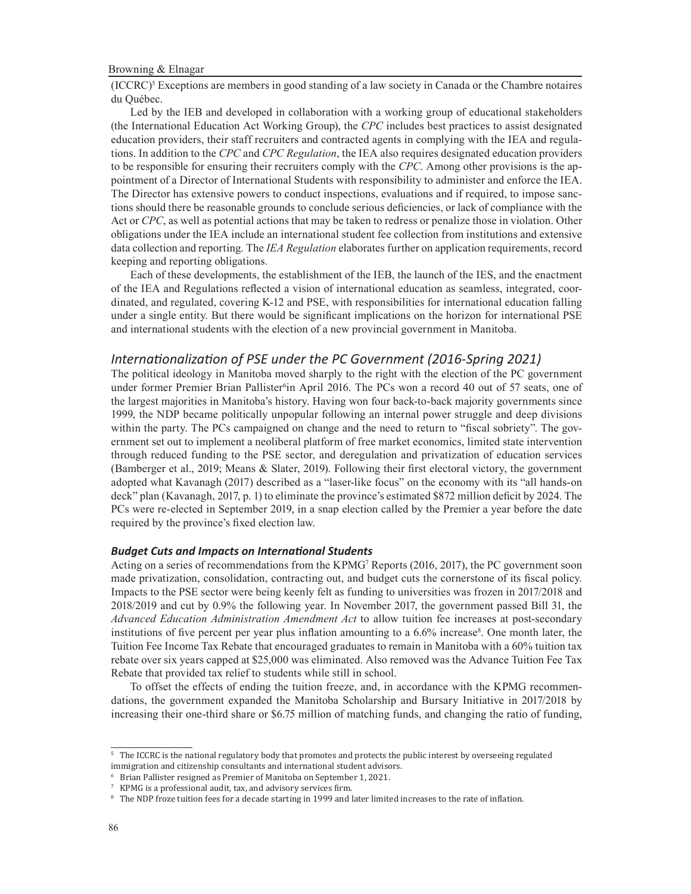(ICCRC)[5] Exceptions are members in good standing of a law society in Canada or the Chambre notaires du Québec.

Led by the IEB and developed in collaboration with a working group of educational stakeholders (the International Education Act Working Group), the *CPC* includes best practices to assist designated education providers, their staff recruiters and contracted agents in complying with the IEA and regulations. In addition to the *CPC* and *CPC Regulation*, the IEA also requires designated education providers to be responsible for ensuring their recruiters comply with the *CPC*. Among other provisions is the appointment of a Director of International Students with responsibility to administer and enforce the IEA. The Director has extensive powers to conduct inspections, evaluations and if required, to impose sanctions should there be reasonable grounds to conclude serious deficiencies, or lack of compliance with the Act or *CPC*, as well as potential actions that may be taken to redress or penalize those in violation. Other obligations under the IEA include an international student fee collection from institutions and extensive data collection and reporting. The *IEA Regulation* elaborates further on application requirements, record keeping and reporting obligations.

Each of these developments, the establishment of the IEB, the launch of the IES, and the enactment of the IEA and Regulations reflected a vision of international education as seamless, integrated, coordinated, and regulated, covering K-12 and PSE, with responsibilities for international education falling under a single entity. But there would be significant implications on the horizon for international PSE and international students with the election of a new provincial government in Manitoba.

## *Internationalization of PSE under the PC Government (2016-Spring 2021)*

The political ideology in Manitoba moved sharply to the right with the election of the PC government under former Premier Brian Pallister[6] in April 2016. The PCs won a record 40 out of 57 seats, one of the largest majorities in Manitoba's history. Having won four back-to-back majority governments since 1999, the NDP became politically unpopular following an internal power struggle and deep divisions within the party. The PCs campaigned on change and the need to return to "fiscal sobriety". The government set out to implement a neoliberal platform of free market economics, limited state intervention through reduced funding to the PSE sector, and deregulation and privatization of education services (Bamberger et al., 2019; Means & Slater, 2019). Following their first electoral victory, the government adopted what Kavanagh (2017) described as a "laser-like focus" on the economy with its "all hands-on deck" plan (Kavanagh, 2017, p. 1) to eliminate the province's estimated $872 million deficit by 2024. The PCs were re-elected in September 2019, in a snap election called by the Premier a year before the date required by the province's fixed election law.

### ***Budget Cuts and Impacts on International Students***

Acting on a series of recommendations from the KPMG[7] Reports (2016, 2017), the PC government soon made privatization, consolidation, contracting out, and budget cuts the cornerstone of its fiscal policy. Impacts to the PSE sector were being keenly felt as funding to universities was frozen in 2017/2018 and 2018/2019 and cut by 0.9% the following year. In November 2017, the government passed Bill 31, the *Advanced Education Administration Amendment Act* to allow tuition fee increases at post-secondary institutions of five percent per year plus inflation amounting to a 6.6% increase[8]. One month later, the Tuition Fee Income Tax Rebate that encouraged graduates to remain in Manitoba with a 60% tuition tax rebate over six years capped at $25,000 was eliminated. Also removed was the Advance Tuition Fee Tax Rebate that provided tax relief to students while still in school.

To offset the effects of ending the tuition freeze, and, in accordance with the KPMG recommendations, the government expanded the Manitoba Scholarship and Bursary Initiative in 2017/2018 by increasing their one-third share or $6.75 million of matching funds, and changing the ratio of funding,

---

[5] The ICCRC is the national regulatory body that promotes and protects the public interest by overseeing regulated immigration and citizenship consultants and international student advisors.

[6] Brian Pallister resigned as Premier of Manitoba on September 1, 2021.

[7] KPMG is a professional audit, tax, and advisory services firm.

[8] The NDP froze tuition fees for a decade starting in 1999 and later limited increases to the rate of inflation.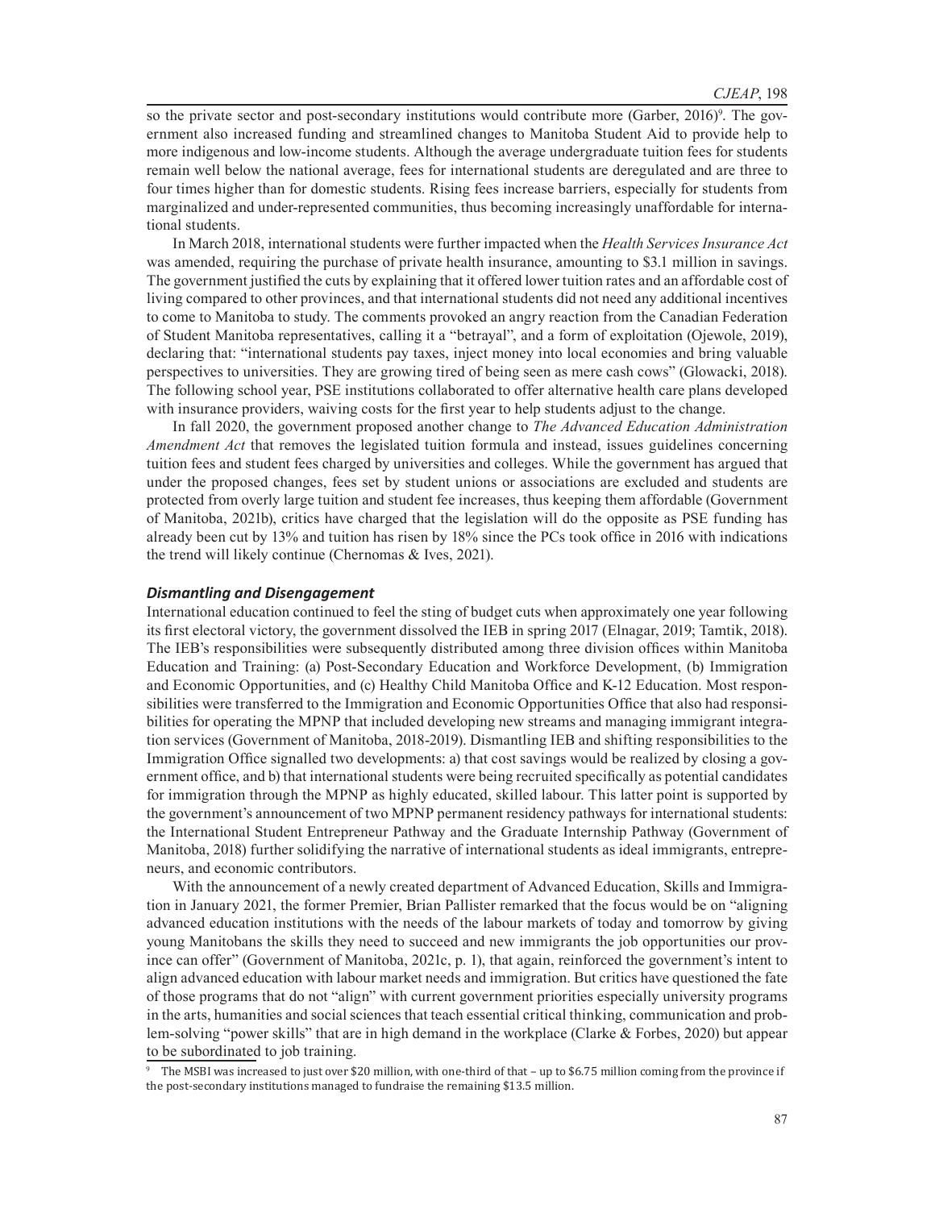so the private sector and post-secondary institutions would contribute more (Garber, 2016)[9]. The government also increased funding and streamlined changes to Manitoba Student Aid to provide help to more indigenous and low-income students. Although the average undergraduate tuition fees for students remain well below the national average, fees for international students are deregulated and are three to four times higher than for domestic students. Rising fees increase barriers, especially for students from marginalized and under-represented communities, thus becoming increasingly unaffordable for international students.

In March 2018, international students were further impacted when the *Health Services Insurance Act* was amended, requiring the purchase of private health insurance, amounting to $3.1 million in savings. The government justified the cuts by explaining that it offered lower tuition rates and an affordable cost of living compared to other provinces, and that international students did not need any additional incentives to come to Manitoba to study. The comments provoked an angry reaction from the Canadian Federation of Student Manitoba representatives, calling it a "betrayal", and a form of exploitation (Ojewole, 2019), declaring that: "international students pay taxes, inject money into local economies and bring valuable perspectives to universities. They are growing tired of being seen as mere cash cows" (Glowacki, 2018). The following school year, PSE institutions collaborated to offer alternative health care plans developed with insurance providers, waiving costs for the first year to help students adjust to the change.

In fall 2020, the government proposed another change to *The Advanced Education Administration Amendment Act* that removes the legislated tuition formula and instead, issues guidelines concerning tuition fees and student fees charged by universities and colleges. While the government has argued that under the proposed changes, fees set by student unions or associations are excluded and students are protected from overly large tuition and student fee increases, thus keeping them affordable (Government of Manitoba, 2021b), critics have charged that the legislation will do the opposite as PSE funding has already been cut by 13% and tuition has risen by 18% since the PCs took office in 2016 with indications the trend will likely continue (Chernomas & Ives, 2021).

### *Dismantling and Disengagement*

International education continued to feel the sting of budget cuts when approximately one year following its first electoral victory, the government dissolved the IEB in spring 2017 (Elnagar, 2019; Tamtik, 2018). The IEB's responsibilities were subsequently distributed among three division offices within Manitoba Education and Training: (a) Post-Secondary Education and Workforce Development, (b) Immigration and Economic Opportunities, and (c) Healthy Child Manitoba Office and K-12 Education. Most responsibilities were transferred to the Immigration and Economic Opportunities Office that also had responsibilities for operating the MPNP that included developing new streams and managing immigrant integration services (Government of Manitoba, 2018-2019). Dismantling IEB and shifting responsibilities to the Immigration Office signalled two developments: a) that cost savings would be realized by closing a government office, and b) that international students were being recruited specifically as potential candidates for immigration through the MPNP as highly educated, skilled labour. This latter point is supported by the government's announcement of two MPNP permanent residency pathways for international students: the International Student Entrepreneur Pathway and the Graduate Internship Pathway (Government of Manitoba, 2018) further solidifying the narrative of international students as ideal immigrants, entrepreneurs, and economic contributors.

With the announcement of a newly created department of Advanced Education, Skills and Immigration in January 2021, the former Premier, Brian Pallister remarked that the focus would be on "aligning advanced education institutions with the needs of the labour markets of today and tomorrow by giving young Manitobans the skills they need to succeed and new immigrants the job opportunities our province can offer" (Government of Manitoba, 2021c, p. 1), that again, reinforced the government's intent to align advanced education with labour market needs and immigration. But critics have questioned the fate of those programs that do not "align" with current government priorities especially university programs in the arts, humanities and social sciences that teach essential critical thinking, communication and problem-solving "power skills" that are in high demand in the workplace (Clarke & Forbes, 2020) but appear to be subordinated to job training.

[9] The MSBI was increased to just over $20 million, with one-third of that – up to $6.75 million coming from the province if the post-secondary institutions managed to fundraise the remaining $13.5 million.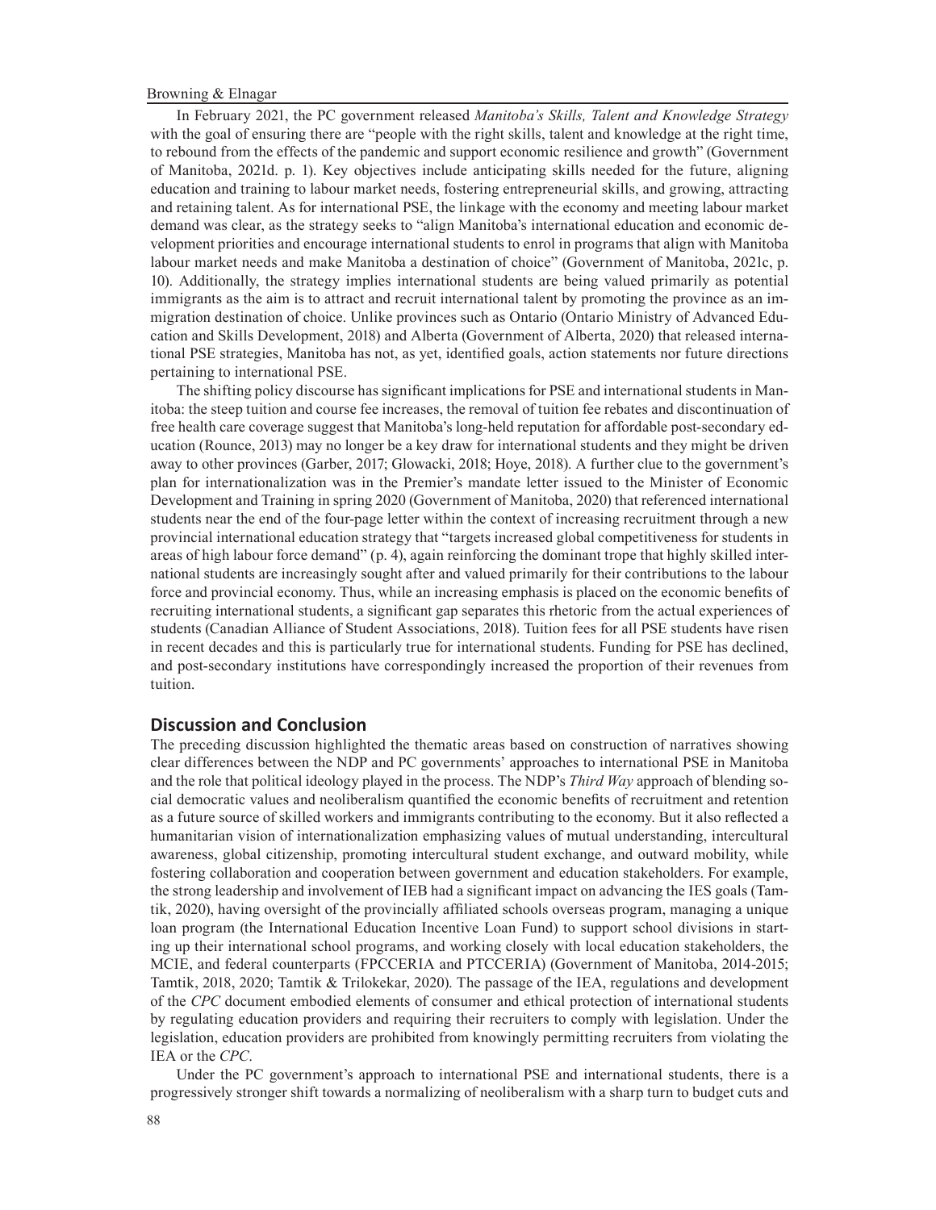In February 2021, the PC government released *Manitoba's Skills, Talent and Knowledge Strategy* with the goal of ensuring there are "people with the right skills, talent and knowledge at the right time, to rebound from the effects of the pandemic and support economic resilience and growth" (Government of Manitoba, 2021d. p. 1). Key objectives include anticipating skills needed for the future, aligning education and training to labour market needs, fostering entrepreneurial skills, and growing, attracting and retaining talent. As for international PSE, the linkage with the economy and meeting labour market demand was clear, as the strategy seeks to "align Manitoba's international education and economic development priorities and encourage international students to enrol in programs that align with Manitoba labour market needs and make Manitoba a destination of choice" (Government of Manitoba, 2021c, p. 10). Additionally, the strategy implies international students are being valued primarily as potential immigrants as the aim is to attract and recruit international talent by promoting the province as an immigration destination of choice. Unlike provinces such as Ontario (Ontario Ministry of Advanced Education and Skills Development, 2018) and Alberta (Government of Alberta, 2020) that released international PSE strategies, Manitoba has not, as yet, identified goals, action statements nor future directions pertaining to international PSE.

The shifting policy discourse has significant implications for PSE and international students in Manitoba: the steep tuition and course fee increases, the removal of tuition fee rebates and discontinuation of free health care coverage suggest that Manitoba's long-held reputation for affordable post-secondary education (Rounce, 2013) may no longer be a key draw for international students and they might be driven away to other provinces (Garber, 2017; Glowacki, 2018; Hoye, 2018). A further clue to the government's plan for internationalization was in the Premier's mandate letter issued to the Minister of Economic Development and Training in spring 2020 (Government of Manitoba, 2020) that referenced international students near the end of the four-page letter within the context of increasing recruitment through a new provincial international education strategy that "targets increased global competitiveness for students in areas of high labour force demand" (p. 4), again reinforcing the dominant trope that highly skilled international students are increasingly sought after and valued primarily for their contributions to the labour force and provincial economy. Thus, while an increasing emphasis is placed on the economic benefits of recruiting international students, a significant gap separates this rhetoric from the actual experiences of students (Canadian Alliance of Student Associations, 2018). Tuition fees for all PSE students have risen in recent decades and this is particularly true for international students. Funding for PSE has declined, and post-secondary institutions have correspondingly increased the proportion of their revenues from tuition.

## Discussion and Conclusion

The preceding discussion highlighted the thematic areas based on construction of narratives showing clear differences between the NDP and PC governments' approaches to international PSE in Manitoba and the role that political ideology played in the process. The NDP's *Third Way* approach of blending social democratic values and neoliberalism quantified the economic benefits of recruitment and retention as a future source of skilled workers and immigrants contributing to the economy. But it also reflected a humanitarian vision of internationalization emphasizing values of mutual understanding, intercultural awareness, global citizenship, promoting intercultural student exchange, and outward mobility, while fostering collaboration and cooperation between government and education stakeholders. For example, the strong leadership and involvement of IEB had a significant impact on advancing the IES goals (Tamtik, 2020), having oversight of the provincially affiliated schools overseas program, managing a unique loan program (the International Education Incentive Loan Fund) to support school divisions in starting up their international school programs, and working closely with local education stakeholders, the MCIE, and federal counterparts (FPCCERIA and PTCCERIA) (Government of Manitoba, 2014-2015; Tamtik, 2018, 2020; Tamtik & Trilokekar, 2020). The passage of the IEA, regulations and development of the *CPC* document embodied elements of consumer and ethical protection of international students by regulating education providers and requiring their recruiters to comply with legislation. Under the legislation, education providers are prohibited from knowingly permitting recruiters from violating the IEA or the *CPC*.

Under the PC government's approach to international PSE and international students, there is a progressively stronger shift towards a normalizing of neoliberalism with a sharp turn to budget cuts and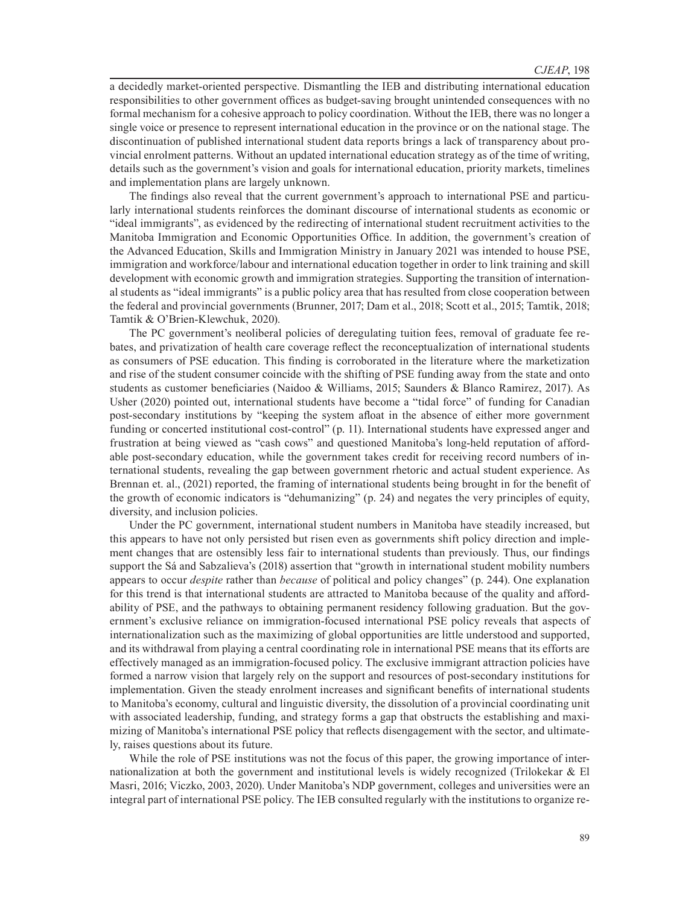a decidedly market-oriented perspective. Dismantling the IEB and distributing international education responsibilities to other government offices as budget-saving brought unintended consequences with no formal mechanism for a cohesive approach to policy coordination. Without the IEB, there was no longer a single voice or presence to represent international education in the province or on the national stage. The discontinuation of published international student data reports brings a lack of transparency about provincial enrolment patterns. Without an updated international education strategy as of the time of writing, details such as the government's vision and goals for international education, priority markets, timelines and implementation plans are largely unknown.

The findings also reveal that the current government's approach to international PSE and particularly international students reinforces the dominant discourse of international students as economic or "ideal immigrants", as evidenced by the redirecting of international student recruitment activities to the Manitoba Immigration and Economic Opportunities Office. In addition, the government's creation of the Advanced Education, Skills and Immigration Ministry in January 2021 was intended to house PSE, immigration and workforce/labour and international education together in order to link training and skill development with economic growth and immigration strategies. Supporting the transition of international students as "ideal immigrants" is a public policy area that has resulted from close cooperation between the federal and provincial governments (Brunner, 2017; Dam et al., 2018; Scott et al., 2015; Tamtik, 2018; Tamtik & O'Brien-Klewchuk, 2020).

The PC government's neoliberal policies of deregulating tuition fees, removal of graduate fee rebates, and privatization of health care coverage reflect the reconceptualization of international students as consumers of PSE education. This finding is corroborated in the literature where the marketization and rise of the student consumer coincide with the shifting of PSE funding away from the state and onto students as customer beneficiaries (Naidoo & Williams, 2015; Saunders & Blanco Ramirez, 2017). As Usher (2020) pointed out, international students have become a "tidal force" of funding for Canadian post-secondary institutions by "keeping the system afloat in the absence of either more government funding or concerted institutional cost-control" (p. 11). International students have expressed anger and frustration at being viewed as "cash cows" and questioned Manitoba's long-held reputation of affordable post-secondary education, while the government takes credit for receiving record numbers of international students, revealing the gap between government rhetoric and actual student experience. As Brennan et. al., (2021) reported, the framing of international students being brought in for the benefit of the growth of economic indicators is "dehumanizing" (p. 24) and negates the very principles of equity, diversity, and inclusion policies.

Under the PC government, international student numbers in Manitoba have steadily increased, but this appears to have not only persisted but risen even as governments shift policy direction and implement changes that are ostensibly less fair to international students than previously. Thus, our findings support the Sá and Sabzalieva's (2018) assertion that "growth in international student mobility numbers appears to occur *despite* rather than *because* of political and policy changes" (p. 244). One explanation for this trend is that international students are attracted to Manitoba because of the quality and affordability of PSE, and the pathways to obtaining permanent residency following graduation. But the government's exclusive reliance on immigration-focused international PSE policy reveals that aspects of internationalization such as the maximizing of global opportunities are little understood and supported, and its withdrawal from playing a central coordinating role in international PSE means that its efforts are effectively managed as an immigration-focused policy. The exclusive immigrant attraction policies have formed a narrow vision that largely rely on the support and resources of post-secondary institutions for implementation. Given the steady enrolment increases and significant benefits of international students to Manitoba's economy, cultural and linguistic diversity, the dissolution of a provincial coordinating unit with associated leadership, funding, and strategy forms a gap that obstructs the establishing and maximizing of Manitoba's international PSE policy that reflects disengagement with the sector, and ultimately, raises questions about its future.

While the role of PSE institutions was not the focus of this paper, the growing importance of internationalization at both the government and institutional levels is widely recognized (Trilokekar & El Masri, 2016; Viczko, 2003, 2020). Under Manitoba's NDP government, colleges and universities were an integral part of international PSE policy. The IEB consulted regularly with the institutions to organize re-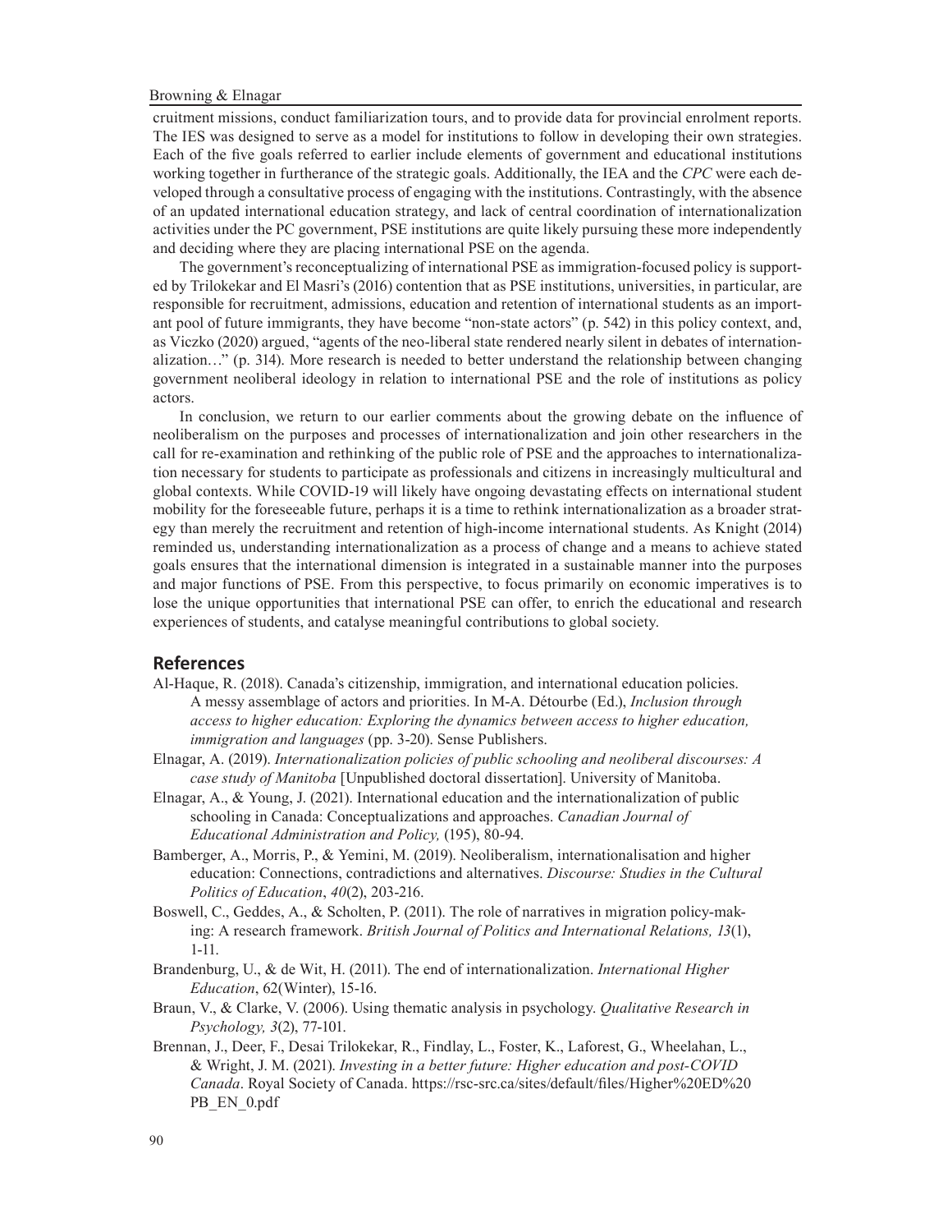cruitment missions, conduct familiarization tours, and to provide data for provincial enrolment reports. The IES was designed to serve as a model for institutions to follow in developing their own strategies. Each of the five goals referred to earlier include elements of government and educational institutions working together in furtherance of the strategic goals. Additionally, the IEA and the *CPC* were each developed through a consultative process of engaging with the institutions. Contrastingly, with the absence of an updated international education strategy, and lack of central coordination of internationalization activities under the PC government, PSE institutions are quite likely pursuing these more independently and deciding where they are placing international PSE on the agenda.

The government's reconceptualizing of international PSE as immigration-focused policy is supported by Trilokekar and El Masri's (2016) contention that as PSE institutions, universities, in particular, are responsible for recruitment, admissions, education and retention of international students as an important pool of future immigrants, they have become "non-state actors" (p. 542) in this policy context, and, as Viczko (2020) argued, "agents of the neo-liberal state rendered nearly silent in debates of internationalization…" (p. 314). More research is needed to better understand the relationship between changing government neoliberal ideology in relation to international PSE and the role of institutions as policy actors.

In conclusion, we return to our earlier comments about the growing debate on the influence of neoliberalism on the purposes and processes of internationalization and join other researchers in the call for re-examination and rethinking of the public role of PSE and the approaches to internationalization necessary for students to participate as professionals and citizens in increasingly multicultural and global contexts. While COVID-19 will likely have ongoing devastating effects on international student mobility for the foreseeable future, perhaps it is a time to rethink internationalization as a broader strategy than merely the recruitment and retention of high-income international students. As Knight (2014) reminded us, understanding internationalization as a process of change and a means to achieve stated goals ensures that the international dimension is integrated in a sustainable manner into the purposes and major functions of PSE. From this perspective, to focus primarily on economic imperatives is to lose the unique opportunities that international PSE can offer, to enrich the educational and research experiences of students, and catalyse meaningful contributions to global society.

## References

Al-Haque, R. (2018). Canada's citizenship, immigration, and international education policies. A messy assemblage of actors and priorities. In M-A. Détourbe (Ed.), *Inclusion through access to higher education: Exploring the dynamics between access to higher education, immigration and languages* (pp. 3-20). Sense Publishers.

Elnagar, A. (2019). *Internationalization policies of public schooling and neoliberal discourses: A case study of Manitoba* [Unpublished doctoral dissertation]. University of Manitoba.

Elnagar, A., & Young, J. (2021). International education and the internationalization of public schooling in Canada: Conceptualizations and approaches. *Canadian Journal of Educational Administration and Policy,* (195), 80-94.

Bamberger, A., Morris, P., & Yemini, M. (2019). Neoliberalism, internationalisation and higher education: Connections, contradictions and alternatives. *Discourse: Studies in the Cultural Politics of Education*, *40*(2), 203-216.

Boswell, C., Geddes, A., & Scholten, P. (2011). The role of narratives in migration policy-making: A research framework. *British Journal of Politics and International Relations, 13*(1), 1-11.

Brandenburg, U., & de Wit, H. (2011). The end of internationalization. *International Higher Education*, 62(Winter), 15-16.

Braun, V., & Clarke, V. (2006). Using thematic analysis in psychology. *Qualitative Research in Psychology, 3*(2), 77-101.

Brennan, J., Deer, F., Desai Trilokekar, R., Findlay, L., Foster, K., Laforest, G., Wheelahan, L., & Wright, J. M. (2021). *Investing in a better future: Higher education and post-COVID Canada*. Royal Society of Canada. https://rsc-src.ca/sites/default/files/Higher%20ED%20PB_EN_0.pdf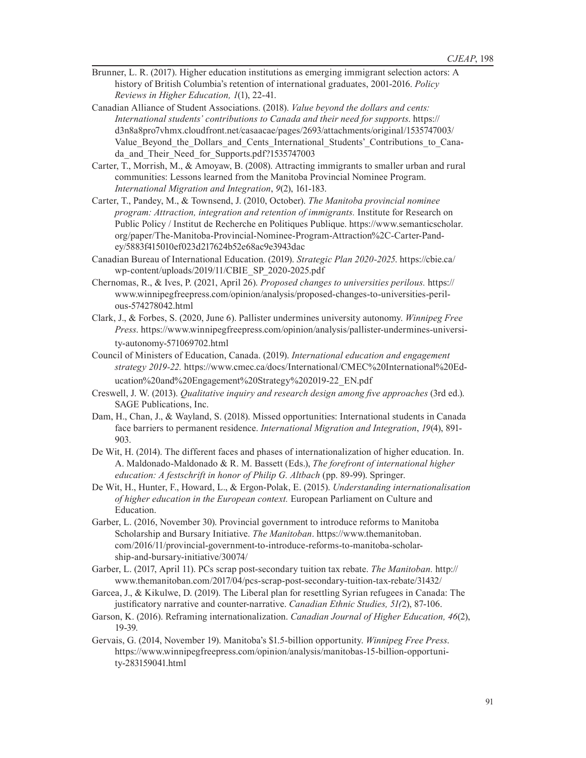Brunner, L. R. (2017). Higher education institutions as emerging immigrant selection actors: A history of British Columbia's retention of international graduates, 2001-2016. *Policy Reviews in Higher Education, 1*(1), 22-41.

Canadian Alliance of Student Associations. (2018). *Value beyond the dollars and cents: International students' contributions to Canada and their need for supports*. https://d3n8a8pro7vhmx.cloudfront.net/casaacae/pages/2693/attachments/original/1535747003/Value_Beyond_the_Dollars_and_Cents_International_Students'_Contributions_to_Canada_and_Their_Need_for_Supports.pdf?1535747003

Carter, T., Morrish, M., & Amoyaw, B. (2008). Attracting immigrants to smaller urban and rural communities: Lessons learned from the Manitoba Provincial Nominee Program. *International Migration and Integration*, *9*(2), 161-183.

Carter, T., Pandey, M., & Townsend, J. (2010, October). *The Manitoba provincial nominee program: Attraction, integration and retention of immigrants.* Institute for Research on Public Policy / Institut de Recherche en Politiques Publique. https://www.semanticscholar.org/paper/The-Manitoba-Provincial-Nominee-Program-Attraction%2C-Carter-Pandey/5883f415010ef023d217624b52e68ac9e3943dac

Canadian Bureau of International Education. (2019). *Strategic Plan 2020-2025*. https://cbie.ca/wp-content/uploads/2019/11/CBIE_SP_2020-2025.pdf

Chernomas, R., & Ives, P. (2021, April 26). *Proposed changes to universities perilous.* https://www.winnipegfreepress.com/opinion/analysis/proposed-changes-to-universities-perilous-574278042.html

Clark, J., & Forbes, S. (2020, June 6). Pallister undermines university autonomy. *Winnipeg Free Press*. https://www.winnipegfreepress.com/opinion/analysis/pallister-undermines-university-autonomy-571069702.html

Council of Ministers of Education, Canada. (2019). *International education and engagement strategy 2019-22.* https://www.cmec.ca/docs/International/CMEC%20International%20Education%20and%20Engagement%20Strategy%202019-22_EN.pdf

Creswell, J. W. (2013). *Qualitative inquiry and research design among five approaches* (3rd ed.). SAGE Publications, Inc.

Dam, H., Chan, J., & Wayland, S. (2018). Missed opportunities: International students in Canada face barriers to permanent residence. *International Migration and Integration*, *19*(4), 891-903.

De Wit, H. (2014). The different faces and phases of internationalization of higher education. In. A. Maldonado-Maldonado & R. M. Bassett (Eds.), *The forefront of international higher education: A festschrift in honor of Philip G. Altbach* (pp. 89-99). Springer.

De Wit, H., Hunter, F., Howard, L., & Ergon-Polak, E. (2015). *Understanding internationalisation of higher education in the European context.* European Parliament on Culture and Education.

Garber, L. (2016, November 30). Provincial government to introduce reforms to Manitoba Scholarship and Bursary Initiative. *The Manitoban*. https://www.themanitoban.com/2016/11/provincial-government-to-introduce-reforms-to-manitoba-scholarship-and-bursary-initiative/30074/

Garber, L. (2017, April 11). PCs scrap post-secondary tuition tax rebate. *The Manitoban.* http://www.themanitoban.com/2017/04/pcs-scrap-post-secondary-tuition-tax-rebate/31432/

Garcea, J., & Kikulwe, D. (2019). The Liberal plan for resettling Syrian refugees in Canada: The justificatory narrative and counter-narrative. *Canadian Ethnic Studies, 51(*2), 87-106.

Garson, K. (2016). Reframing internationalization. *Canadian Journal of Higher Education, 46*(2), 19-39.

Gervais, G. (2014, November 19). Manitoba's $1.5-billion opportunity. *Winnipeg Free Press*. https://www.winnipegfreepress.com/opinion/analysis/manitobas-15-billion-opportunity-283159041.html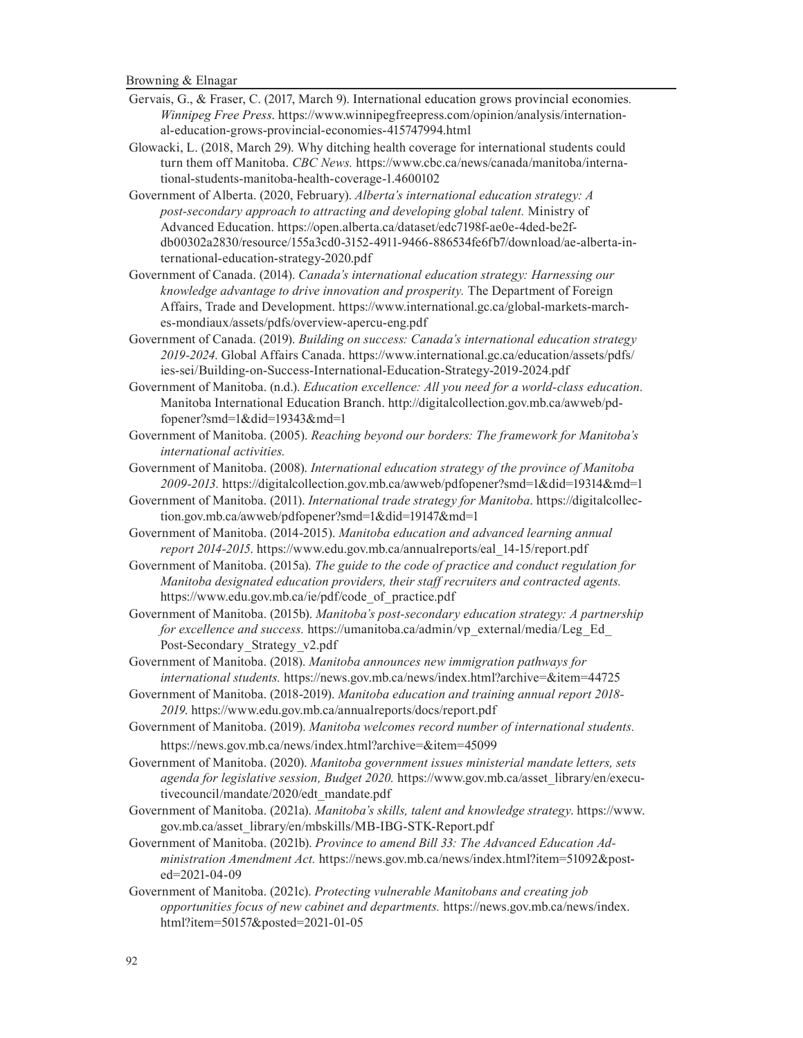Gervais, G., & Fraser, C. (2017, March 9). International education grows provincial economies. *Winnipeg Free Press*. https://www.winnipegfreepress.com/opinion/analysis/international-education-grows-provincial-economies-415747994.html

Glowacki, L. (2018, March 29). Why ditching health coverage for international students could turn them off Manitoba. *CBC News.* https://www.cbc.ca/news/canada/manitoba/international-students-manitoba-health-coverage-1.4600102

Government of Alberta. (2020, February). *Alberta's international education strategy: A post-secondary approach to attracting and developing global talent.* Ministry of Advanced Education. https://open.alberta.ca/dataset/edc7198f-ae0e-4ded-be2f-db00302a2830/resource/155a3cd0-3152-4911-9466-886534fe6fb7/download/ae-alberta-international-education-strategy-2020.pdf

Government of Canada. (2014). *Canada's international education strategy: Harnessing our knowledge advantage to drive innovation and prosperity.* The Department of Foreign Affairs, Trade and Development. https://www.international.gc.ca/global-markets-marches-mondiaux/assets/pdfs/overview-apercu-eng.pdf

Government of Canada. (2019). *Building on success: Canada's international education strategy 2019-2024*. Global Affairs Canada. https://www.international.gc.ca/education/assets/pdfs/ies-sei/Building-on-Success-International-Education-Strategy-2019-2024.pdf

Government of Manitoba. (n.d.). *Education excellence: All you need for a world-class education*. Manitoba International Education Branch. http://digitalcollection.gov.mb.ca/awweb/pdfopener?smd=1&did=19343&md=1

Government of Manitoba. (2005). *Reaching beyond our borders: The framework for Manitoba's international activities.*

Government of Manitoba. (2008). *International education strategy of the province of Manitoba 2009-2013.* https://digitalcollection.gov.mb.ca/awweb/pdfopener?smd=1&did=19314&md=1

Government of Manitoba. (2011). *International trade strategy for Manitoba*. https://digitalcollection.gov.mb.ca/awweb/pdfopener?smd=1&did=19147&md=1

Government of Manitoba. (2014-2015). *Manitoba education and advanced learning annual report 2014-2015*. https://www.edu.gov.mb.ca/annualreports/eal_14-15/report.pdf

Government of Manitoba. (2015a). *The guide to the code of practice and conduct regulation for Manitoba designated education providers, their staff recruiters and contracted agents.* https://www.edu.gov.mb.ca/ie/pdf/code_of_practice.pdf

Government of Manitoba. (2015b). *Manitoba's post-secondary education strategy: A partnership for excellence and success.* https://umanitoba.ca/admin/vp_external/media/Leg_Ed_Post-Secondary_Strategy_v2.pdf

Government of Manitoba. (2018). *Manitoba announces new immigration pathways for international students.* https://news.gov.mb.ca/news/index.html?archive=&item=44725

Government of Manitoba. (2018-2019). *Manitoba education and training annual report 2018-2019*. https://www.edu.gov.mb.ca/annualreports/docs/report.pdf

Government of Manitoba. (2019). *Manitoba welcomes record number of international students.* https://news.gov.mb.ca/news/index.html?archive=&item=45099

Government of Manitoba. (2020). *Manitoba government issues ministerial mandate letters, sets agenda for legislative session, Budget 2020.* https://www.gov.mb.ca/asset_library/en/executivecouncil/mandate/2020/edt_mandate.pdf

Government of Manitoba. (2021a). *Manitoba's skills, talent and knowledge strategy*. https://www.gov.mb.ca/asset_library/en/mbskills/MB-IBG-STK-Report.pdf

Government of Manitoba. (2021b). *Province to amend Bill 33: The Advanced Education Administration Amendment Act.* https://news.gov.mb.ca/news/index.html?item=51092&posted=2021-04-09

Government of Manitoba. (2021c). *Protecting vulnerable Manitobans and creating job opportunities focus of new cabinet and departments.* https://news.gov.mb.ca/news/index.html?item=50157&posted=2021-01-05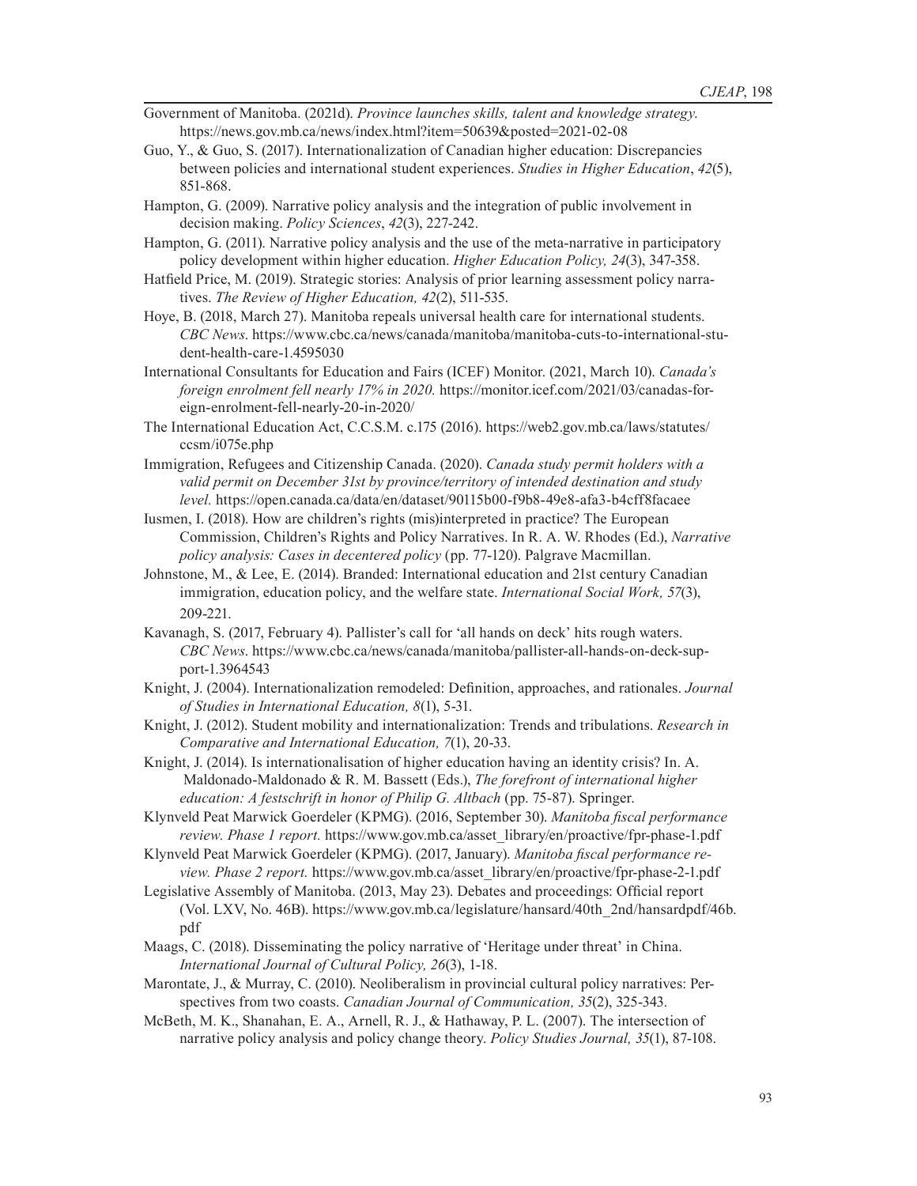Government of Manitoba. (2021d). *Province launches skills, talent and knowledge strategy*. https://news.gov.mb.ca/news/index.html?item=50639&posted=2021-02-08

Guo, Y., & Guo, S. (2017). Internationalization of Canadian higher education: Discrepancies between policies and international student experiences. *Studies in Higher Education*, *42*(5), 851-868.

Hampton, G. (2009). Narrative policy analysis and the integration of public involvement in decision making. *Policy Sciences*, *42*(3), 227-242.

Hampton, G. (2011). Narrative policy analysis and the use of the meta-narrative in participatory policy development within higher education. *Higher Education Policy, 24*(3), 347-358.

Hatfield Price, M. (2019). Strategic stories: Analysis of prior learning assessment policy narratives. *The Review of Higher Education, 42*(2), 511-535.

Hoye, B. (2018, March 27). Manitoba repeals universal health care for international students. *CBC News*. https://www.cbc.ca/news/canada/manitoba/manitoba-cuts-to-international-student-health-care-1.4595030

International Consultants for Education and Fairs (ICEF) Monitor. (2021, March 10). *Canada's foreign enrolment fell nearly 17% in 2020.* https://monitor.icef.com/2021/03/canadas-foreign-enrolment-fell-nearly-20-in-2020/

The International Education Act, C.C.S.M. c.175 (2016). https://web2.gov.mb.ca/laws/statutes/ccsm/i075e.php

Immigration, Refugees and Citizenship Canada. (2020). *Canada study permit holders with a valid permit on December 31st by province/territory of intended destination and study level.* https://open.canada.ca/data/en/dataset/90115b00-f9b8-49e8-afa3-b4cff8facaee

Iusmen, I. (2018). How are children's rights (mis)interpreted in practice? The European Commission, Children's Rights and Policy Narratives. In R. A. W. Rhodes (Ed.), *Narrative policy analysis: Cases in decentered policy* (pp. 77-120). Palgrave Macmillan.

Johnstone, M., & Lee, E. (2014). Branded: International education and 21st century Canadian immigration, education policy, and the welfare state. *International Social Work, 57*(3), 209-221.

Kavanagh, S. (2017, February 4). Pallister's call for 'all hands on deck' hits rough waters. *CBC News*. https://www.cbc.ca/news/canada/manitoba/pallister-all-hands-on-deck-support-1.3964543

Knight, J. (2004). Internationalization remodeled: Definition, approaches, and rationales. *Journal of Studies in International Education, 8*(1), 5-31.

Knight, J. (2012). Student mobility and internationalization: Trends and tribulations. *Research in Comparative and International Education, 7*(1), 20-33.

Knight, J. (2014). Is internationalisation of higher education having an identity crisis? In. A. Maldonado-Maldonado & R. M. Bassett (Eds.), *The forefront of international higher education: A festschrift in honor of Philip G. Altbach* (pp. 75-87). Springer.

Klynveld Peat Marwick Goerdeler (KPMG). (2016, September 30). *Manitoba fiscal performance review. Phase 1 report.* https://www.gov.mb.ca/asset_library/en/proactive/fpr-phase-1.pdf

Klynveld Peat Marwick Goerdeler (KPMG). (2017, January). *Manitoba fiscal performance review. Phase 2 report.* https://www.gov.mb.ca/asset_library/en/proactive/fpr-phase-2-1.pdf

Legislative Assembly of Manitoba. (2013, May 23). Debates and proceedings: Official report (Vol. LXV, No. 46B). https://www.gov.mb.ca/legislature/hansard/40th_2nd/hansardpdf/46b.pdf

Maags, C. (2018). Disseminating the policy narrative of 'Heritage under threat' in China. *International Journal of Cultural Policy, 26*(3), 1-18.

Marontate, J., & Murray, C. (2010). Neoliberalism in provincial cultural policy narratives: Perspectives from two coasts. *Canadian Journal of Communication, 35*(2), 325-343.

McBeth, M. K., Shanahan, E. A., Arnell, R. J., & Hathaway, P. L. (2007). The intersection of narrative policy analysis and policy change theory. *Policy Studies Journal, 35*(1), 87-108.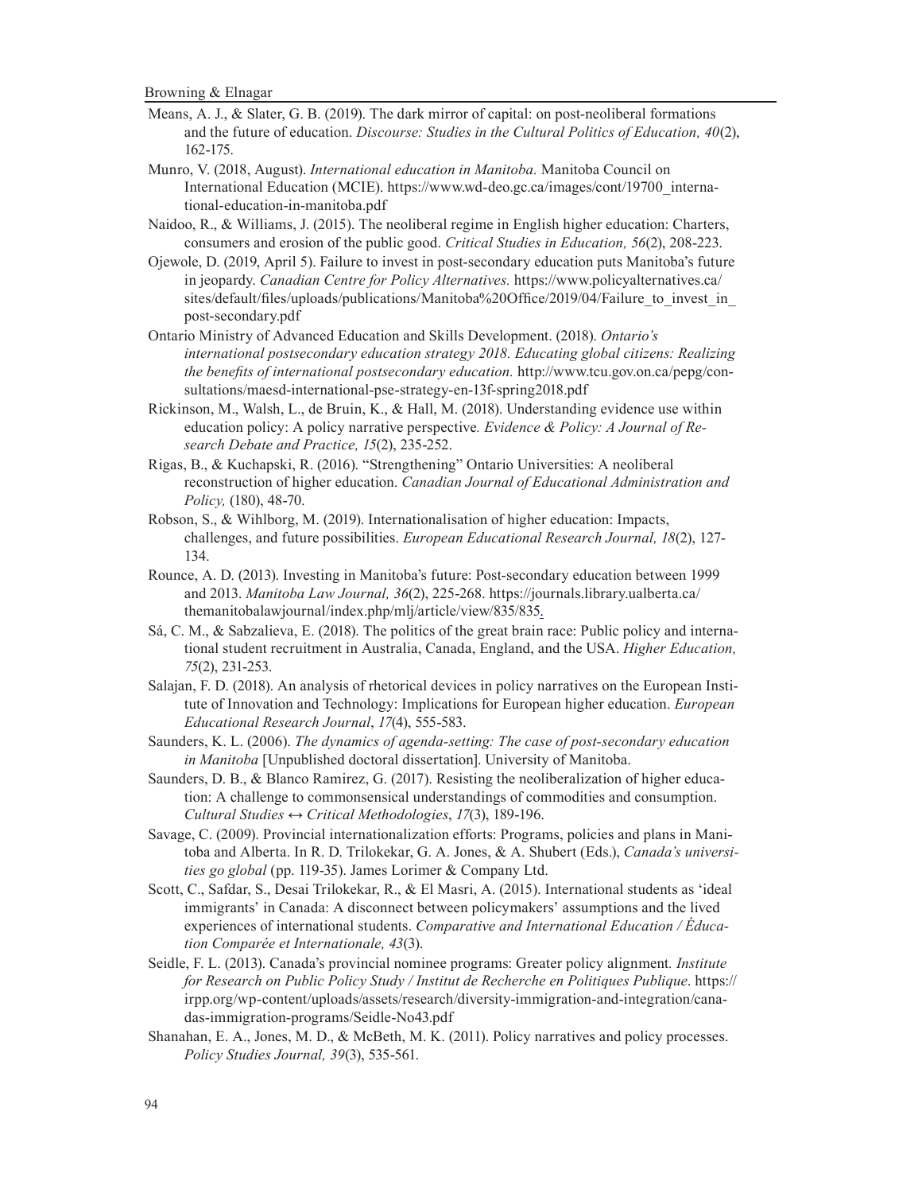Means, A. J., & Slater, G. B. (2019). The dark mirror of capital: on post-neoliberal formations and the future of education. *Discourse: Studies in the Cultural Politics of Education, 40*(2), 162-175.

Munro, V. (2018, August). *International education in Manitoba.* Manitoba Council on International Education (MCIE). https://www.wd-deo.gc.ca/images/cont/19700_international-education-in-manitoba.pdf

Naidoo, R., & Williams, J. (2015). The neoliberal regime in English higher education: Charters, consumers and erosion of the public good. *Critical Studies in Education, 56*(2), 208-223.

Ojewole, D. (2019, April 5). Failure to invest in post-secondary education puts Manitoba's future in jeopardy. *Canadian Centre for Policy Alternatives.* https://www.policyalternatives.ca/sites/default/files/uploads/publications/Manitoba%20Office/2019/04/Failure_to_invest_in_post-secondary.pdf

Ontario Ministry of Advanced Education and Skills Development. (2018). *Ontario's international postsecondary education strategy 2018. Educating global citizens: Realizing the benefits of international postsecondary education.* http://www.tcu.gov.on.ca/pepg/consultations/maesd-international-pse-strategy-en-13f-spring2018.pdf

Rickinson, M., Walsh, L., de Bruin, K., & Hall, M. (2018). Understanding evidence use within education policy: A policy narrative perspective*. Evidence & Policy: A Journal of Research Debate and Practice, 15*(2), 235-252.

Rigas, B., & Kuchapski, R. (2016). "Strengthening" Ontario Universities: A neoliberal reconstruction of higher education. *Canadian Journal of Educational Administration and Policy,* (180), 48-70.

Robson, S., & Wihlborg, M. (2019). Internationalisation of higher education: Impacts, challenges, and future possibilities. *European Educational Research Journal, 18*(2), 127-134.

Rounce, A. D. (2013). Investing in Manitoba's future: Post-secondary education between 1999 and 2013. *Manitoba Law Journal, 36*(2), 225-268. https://journals.library.ualberta.ca/themanitobalawjournal/index.php/mlj/article/view/835/835.

Sá, C. M., & Sabzalieva, E. (2018). The politics of the great brain race: Public policy and international student recruitment in Australia, Canada, England, and the USA. *Higher Education, 75*(2), 231-253.

Salajan, F. D. (2018). An analysis of rhetorical devices in policy narratives on the European Institute of Innovation and Technology: Implications for European higher education. *European Educational Research Journal*, *17*(4), 555-583.

Saunders, K. L. (2006). *The dynamics of agenda-setting: The case of post-secondary education in Manitoba* [Unpublished doctoral dissertation]. University of Manitoba.

Saunders, D. B., & Blanco Ramirez, G. (2017). Resisting the neoliberalization of higher education: A challenge to commonsensical understandings of commodities and consumption. *Cultural Studies ↔ Critical Methodologies*, *17*(3), 189-196.

Savage, C. (2009). Provincial internationalization efforts: Programs, policies and plans in Manitoba and Alberta. In R. D. Trilokekar, G. A. Jones, & A. Shubert (Eds.), *Canada's universities go global* (pp. 119-35). James Lorimer & Company Ltd.

Scott, C., Safdar, S., Desai Trilokekar, R., & El Masri, A. (2015). International students as 'ideal immigrants' in Canada: A disconnect between policymakers' assumptions and the lived experiences of international students. *Comparative and International Education / Éducation Comparée et Internationale, 43*(3).

Seidle, F. L. (2013). Canada's provincial nominee programs: Greater policy alignment*. Institute for Research on Public Policy Study / Institut de Recherche en Politiques Publique*. https://irpp.org/wp-content/uploads/assets/research/diversity-immigration-and-integration/canadas-immigration-programs/Seidle-No43.pdf

Shanahan, E. A., Jones, M. D., & McBeth, M. K. (2011). Policy narratives and policy processes. *Policy Studies Journal, 39*(3), 535-561.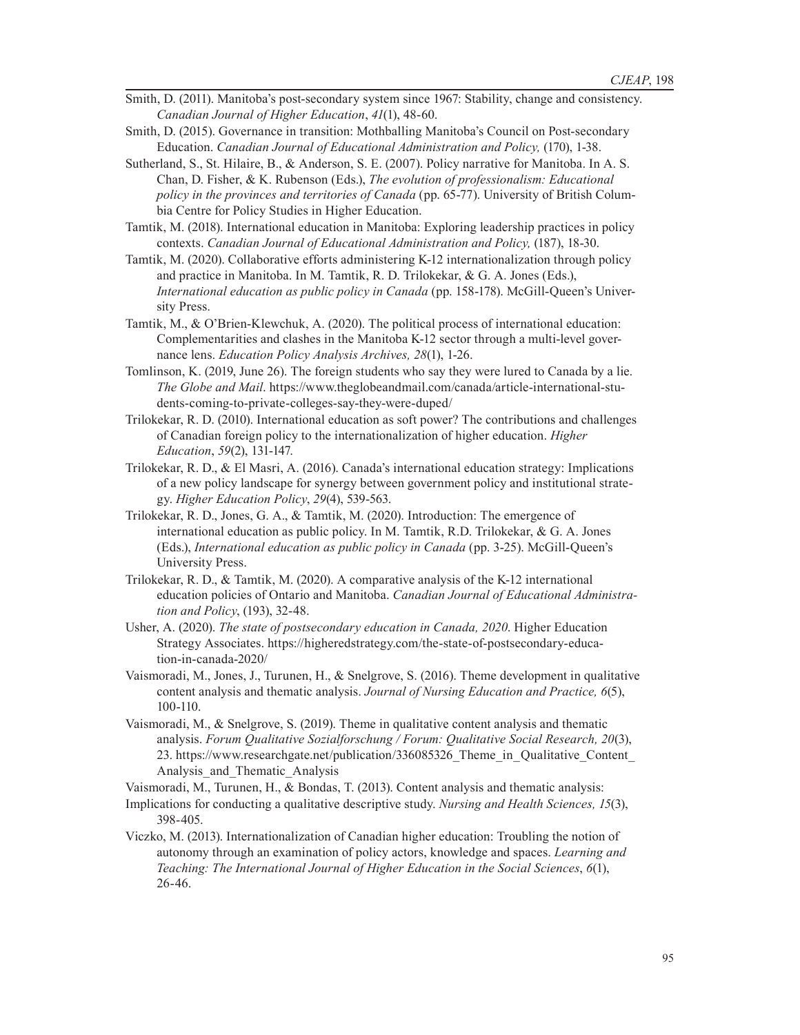Smith, D. (2011). Manitoba's post-secondary system since 1967: Stability, change and consistency. *Canadian Journal of Higher Education*, *41*(1), 48-60.

Smith, D. (2015). Governance in transition: Mothballing Manitoba's Council on Post-secondary Education. *Canadian Journal of Educational Administration and Policy,* (170), 1-38.

Sutherland, S., St. Hilaire, B., & Anderson, S. E. (2007). Policy narrative for Manitoba. In A. S. Chan, D. Fisher, & K. Rubenson (Eds.), *The evolution of professionalism: Educational policy in the provinces and territories of Canada* (pp. 65-77). University of British Columbia Centre for Policy Studies in Higher Education.

Tamtik, M. (2018). International education in Manitoba: Exploring leadership practices in policy contexts. *Canadian Journal of Educational Administration and Policy,* (187), 18-30.

Tamtik, M. (2020). Collaborative efforts administering K-12 internationalization through policy and practice in Manitoba. In M. Tamtik, R. D. Trilokekar, & G. A. Jones (Eds.), *International education as public policy in Canada* (pp. 158-178). McGill-Queen's University Press.

Tamtik, M., & O'Brien-Klewchuk, A. (2020). The political process of international education: Complementarities and clashes in the Manitoba K-12 sector through a multi-level governance lens. *Education Policy Analysis Archives, 28*(1), 1-26.

Tomlinson, K. (2019, June 26). The foreign students who say they were lured to Canada by a lie. *The Globe and Mail*. https://www.theglobeandmail.com/canada/article-international-students-coming-to-private-colleges-say-they-were-duped/

Trilokekar, R. D. (2010). International education as soft power? The contributions and challenges of Canadian foreign policy to the internationalization of higher education. *Higher Education*, *59*(2), 131-147.

Trilokekar, R. D., & El Masri, A. (2016). Canada's international education strategy: Implications of a new policy landscape for synergy between government policy and institutional strategy. *Higher Education Policy*, *29*(4), 539-563.

Trilokekar, R. D., Jones, G. A., & Tamtik, M. (2020). Introduction: The emergence of international education as public policy. In M. Tamtik, R.D. Trilokekar, & G. A. Jones (Eds.), *International education as public policy in Canada* (pp. 3-25). McGill-Queen's University Press.

Trilokekar, R. D., & Tamtik, M. (2020). A comparative analysis of the K-12 international education policies of Ontario and Manitoba. *Canadian Journal of Educational Administration and Policy*, (193), 32-48.

Usher, A. (2020). *The state of postsecondary education in Canada, 2020*. Higher Education Strategy Associates. https://higheredstrategy.com/the-state-of-postsecondary-education-in-canada-2020/

Vaismoradi, M., Jones, J., Turunen, H., & Snelgrove, S. (2016). Theme development in qualitative content analysis and thematic analysis. *Journal of Nursing Education and Practice, 6*(5), 100-110.

Vaismoradi, M., & Snelgrove, S. (2019). Theme in qualitative content analysis and thematic analysis. *Forum Qualitative Sozialforschung / Forum: Qualitative Social Research, 20*(3), 23. https://www.researchgate.net/publication/336085326_Theme_in_Qualitative_Content_Analysis_and_Thematic_Analysis

Vaismoradi, M., Turunen, H., & Bondas, T. (2013). Content analysis and thematic analysis: Implications for conducting a qualitative descriptive study. *Nursing and Health Sciences, 15*(3), 398-405.

Viczko, M. (2013). Internationalization of Canadian higher education: Troubling the notion of autonomy through an examination of policy actors, knowledge and spaces. *Learning and Teaching: The International Journal of Higher Education in the Social Sciences*, *6*(1), 26-46.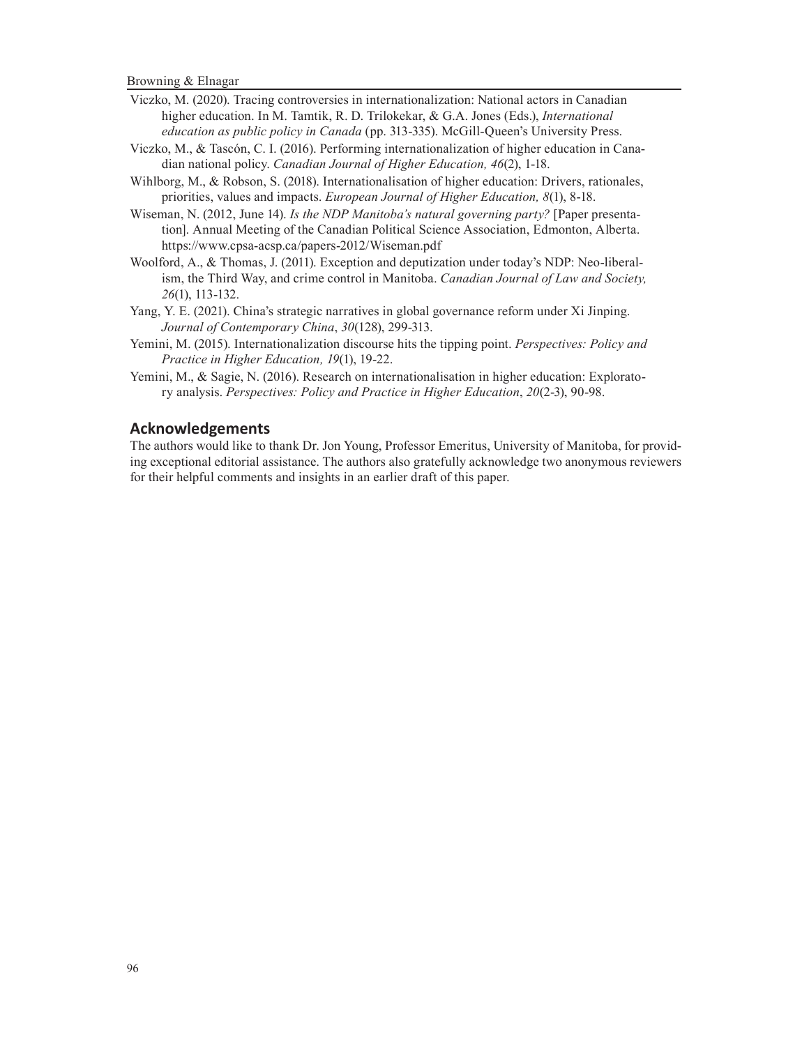Viczko, M. (2020). Tracing controversies in internationalization: National actors in Canadian higher education. In M. Tamtik, R. D. Trilokekar, & G.A. Jones (Eds.), *International education as public policy in Canada* (pp. 313-335). McGill-Queen's University Press.

Viczko, M., & Tascón, C. I. (2016). Performing internationalization of higher education in Canadian national policy. *Canadian Journal of Higher Education, 46*(2), 1-18.

Wihlborg, M., & Robson, S. (2018). Internationalisation of higher education: Drivers, rationales, priorities, values and impacts. *European Journal of Higher Education, 8*(1), 8-18.

Wiseman, N. (2012, June 14). *Is the NDP Manitoba's natural governing party?* [Paper presentation]. Annual Meeting of the Canadian Political Science Association, Edmonton, Alberta. https://www.cpsa-acsp.ca/papers-2012/Wiseman.pdf

Woolford, A., & Thomas, J. (2011). Exception and deputization under today's NDP: Neo-liberalism, the Third Way, and crime control in Manitoba. *Canadian Journal of Law and Society, 26*(1), 113-132.

Yang, Y. E. (2021). China's strategic narratives in global governance reform under Xi Jinping. *Journal of Contemporary China*, *30*(128), 299-313.

Yemini, M. (2015). Internationalization discourse hits the tipping point. *Perspectives: Policy and Practice in Higher Education, 19*(1), 19-22.

Yemini, M., & Sagie, N. (2016). Research on internationalisation in higher education: Exploratory analysis. *Perspectives: Policy and Practice in Higher Education*, *20*(2-3), 90-98.

## Acknowledgements

The authors would like to thank Dr. Jon Young, Professor Emeritus, University of Manitoba, for providing exceptional editorial assistance. The authors also gratefully acknowledge two anonymous reviewers for their helpful comments and insights in an earlier draft of this paper.